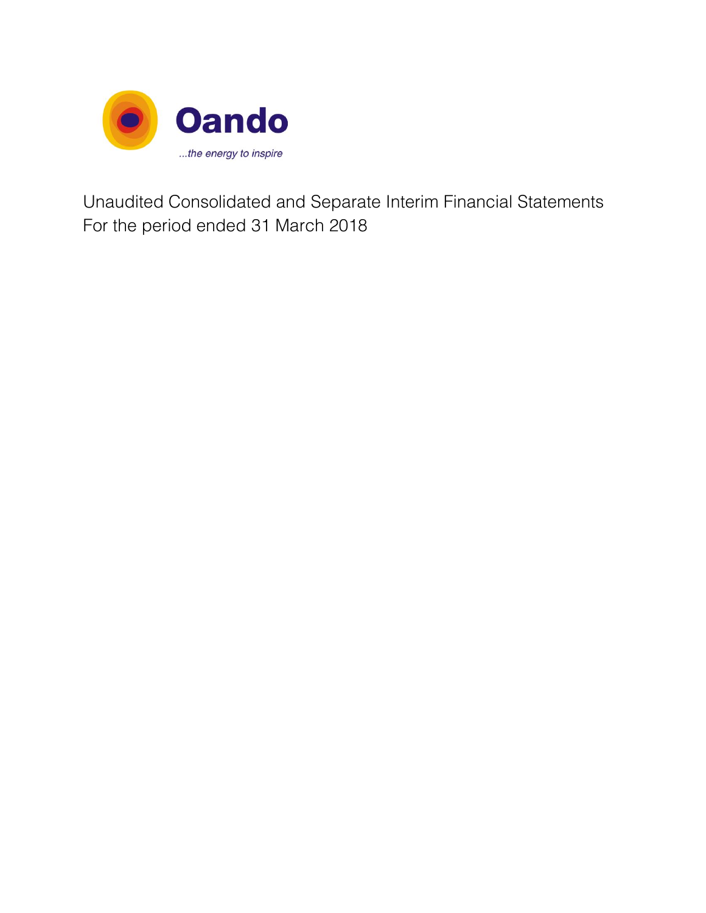# Oando

*...the energy to inspire*

Unaudited Consolidated and Separate Interim Financial Statements
For the period ended 31 March 2018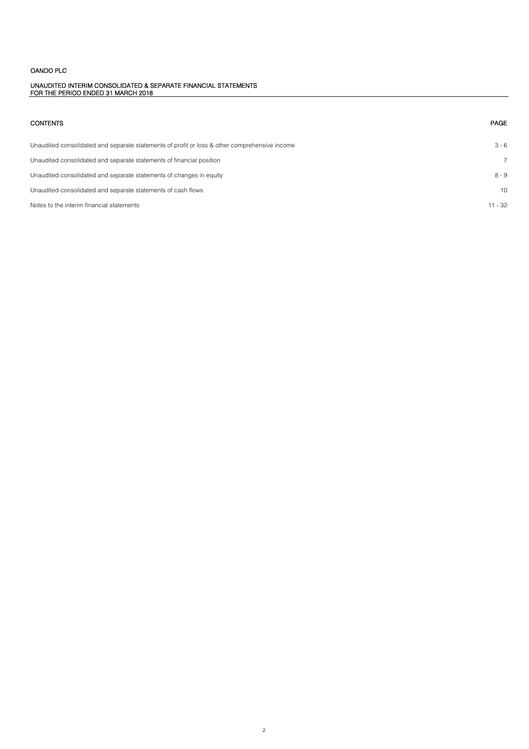OANDO PLC

UNAUDITED INTERIM CONSOLIDATED & SEPARATE FINANCIAL STATEMENTS
FOR THE PERIOD ENDED 31 MARCH 2018

| CONTENTS | PAGE |
|---|---|
| Unaudited consolidated and separate statements of profit or loss & other comprehensive income | 3 - 6 |
| Unaudited consolidated and separate statements of financial position | 7 |
| Unaudited consolidated and separate statements of changes in equity | 8 - 9 |
| Unaudited consolidated and separate statements of cash flows | 10 |
| Notes to the interim financial statements | 11 - 32 |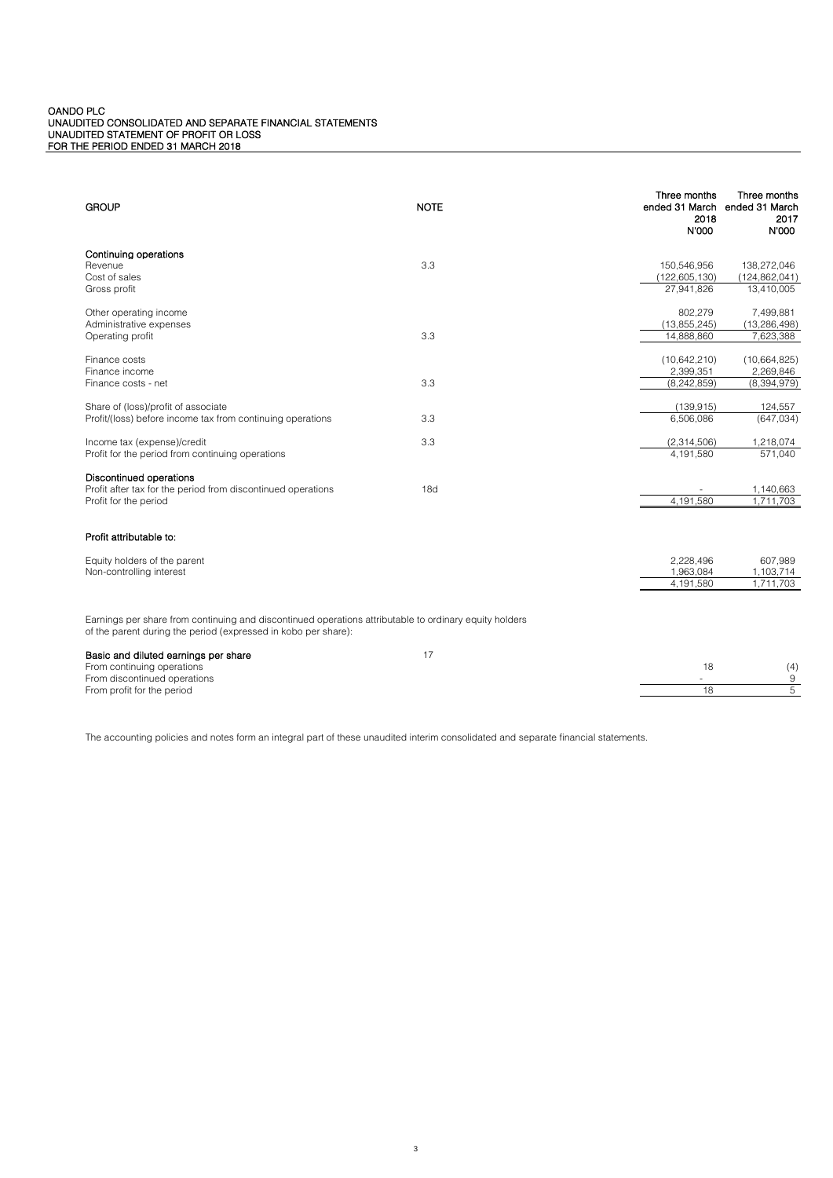OANDO PLC
UNAUDITED CONSOLIDATED AND SEPARATE FINANCIAL STATEMENTS
UNAUDITED STATEMENT OF PROFIT OR LOSS
FOR THE PERIOD ENDED 31 MARCH 2018

| GROUP | NOTE | Three months ended 31 March 2018 N'000 | Three months ended 31 March 2017 N'000 |
|---|---|---|---|
| **Continuing operations** | | | |
| Revenue | 3.3 | 150,546,956 | 138,272,046 |
| Cost of sales | | (122,605,130) | (124,862,041) |
| Gross profit | | 27,941,826 | 13,410,005 |
| | | | |
| Other operating income | | 802,279 | 7,499,881 |
| Administrative expenses | | (13,855,245) | (13,286,498) |
| Operating profit | 3.3 | 14,888,860 | 7,623,388 |
| | | | |
| Finance costs | | (10,642,210) | (10,664,825) |
| Finance income | | 2,399,351 | 2,269,846 |
| Finance costs - net | 3.3 | (8,242,859) | (8,394,979) |
| | | | |
| Share of (loss)/profit of associate | | (139,915) | 124,557 |
| Profit/(loss) before income tax from continuing operations | 3.3 | 6,506,086 | (647,034) |
| | | | |
| Income tax (expense)/credit | 3.3 | (2,314,506) | 1,218,074 |
| Profit for the period from continuing operations | | 4,191,580 | 571,040 |
| | | | |
| **Discontinued operations** | | | |
| Profit after tax for the period from discontinued operations | 18d | - | 1,140,663 |
| Profit for the period | | 4,191,580 | 1,711,703 |
| | | | |
| **Profit attributable to:** | | | |
| Equity holders of the parent | | 2,228,496 | 607,989 |
| Non-controlling interest | | 1,963,084 | 1,103,714 |
| | | 4,191,580 | 1,711,703 |

Earnings per share from continuing and discontinued operations attributable to ordinary equity holders of the parent during the period (expressed in kobo per share):

| | NOTE | 2018 | 2017 |
|---|---|---|---|
| **Basic and diluted earnings per share** | 17 | | |
| From continuing operations | | 18 | (4) |
| From discontinued operations | | - | 9 |
| From profit for the period | | 18 | 5 |

The accounting policies and notes form an integral part of these unaudited interim consolidated and separate financial statements.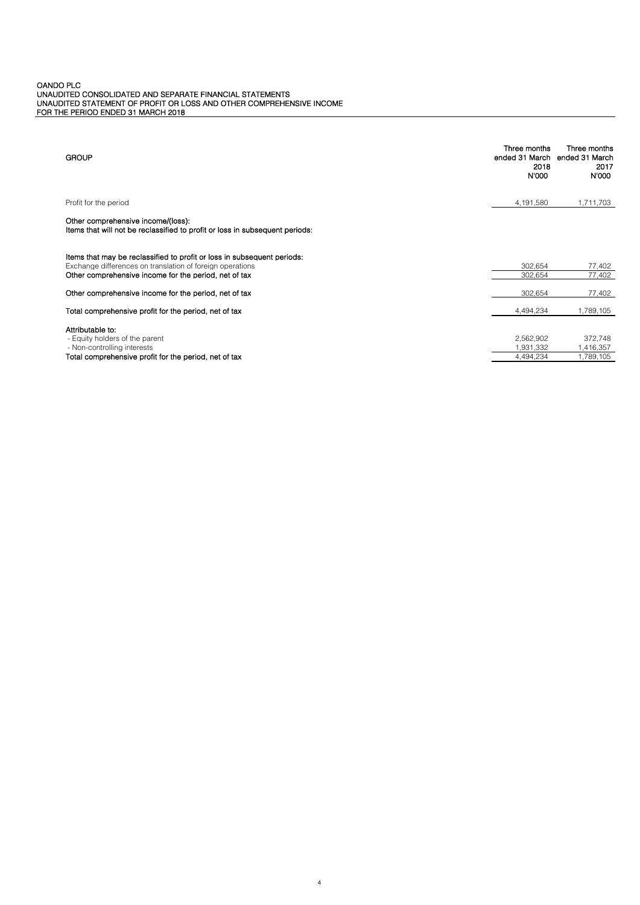OANDO PLC
UNAUDITED CONSOLIDATED AND SEPARATE FINANCIAL STATEMENTS
UNAUDITED STATEMENT OF PROFIT OR LOSS AND OTHER COMPREHENSIVE INCOME
FOR THE PERIOD ENDED 31 MARCH 2018

| **GROUP** | **Three months ended 31 March 2018 N'000** | **Three months ended 31 March 2017 N'000** |
|---|---|---|
| Profit for the period | 4,191,580 | 1,711,703 |
| **Other comprehensive income/(loss):** | | |
| **Items that will not be reclassified to profit or loss in subsequent periods:** | | |
| | | |
| **Items that may be reclassified to profit or loss in subsequent periods:** | | |
| Exchange differences on translation of foreign operations | 302,654 | 77,402 |
| **Other comprehensive income for the period, net of tax** | 302,654 | 77,402 |
| **Other comprehensive income for the period, net of tax** | 302,654 | 77,402 |
| **Total comprehensive profit for the period, net of tax** | 4,494,234 | 1,789,105 |
| **Attributable to:** | | |
| - Equity holders of the parent | 2,562,902 | 372,748 |
| - Non-controlling interests | 1,931,332 | 1,416,357 |
| **Total comprehensive profit for the period, net of tax** | 4,494,234 | 1,789,105 |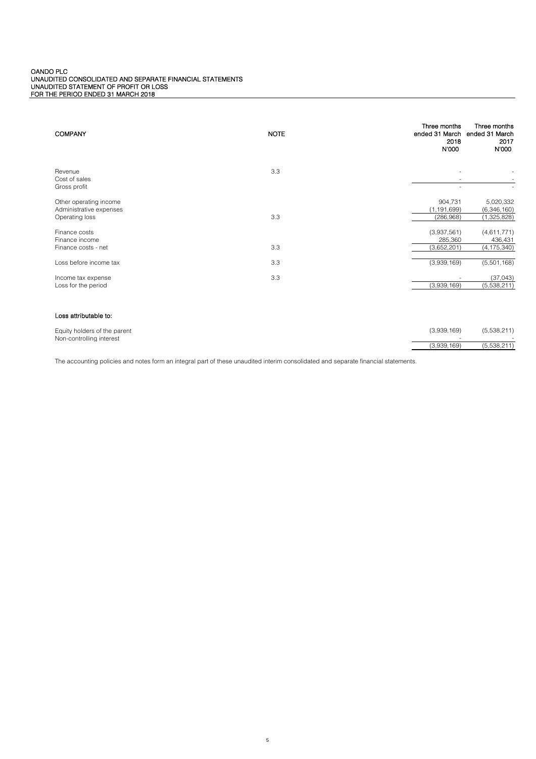# OANDO PLC
## UNAUDITED CONSOLIDATED AND SEPARATE FINANCIAL STATEMENTS
## UNAUDITED STATEMENT OF PROFIT OR LOSS
## FOR THE PERIOD ENDED 31 MARCH 2018

| COMPANY | NOTE | Three months ended 31 March 2018 N'000 | Three months ended 31 March 2017 N'000 |
|---|---|---|---|
| Revenue | 3.3 | - | - |
| Cost of sales | | - | - |
| Gross profit | | - | - |
| Other operating income | | 904,731 | 5,020,332 |
| Administrative expenses | | (1,191,699) | (6,346,160) |
| Operating loss | 3.3 | (286,968) | (1,325,828) |
| Finance costs | | (3,937,561) | (4,611,771) |
| Finance income | | 285,360 | 436,431 |
| Finance costs - net | 3.3 | (3,652,201) | (4,175,340) |
| Loss before income tax | 3.3 | (3,939,169) | (5,501,168) |
| Income tax expense | 3.3 | - | (37,043) |
| Loss for the period | | (3,939,169) | (5,538,211) |
| **Loss attributable to:** | | | |
| Equity holders of the parent | | (3,939,169) | (5,538,211) |
| Non-controlling interest | | - | - |
| | | (3,939,169) | (5,538,211) |

The accounting policies and notes form an integral part of these unaudited interim consolidated and separate financial statements.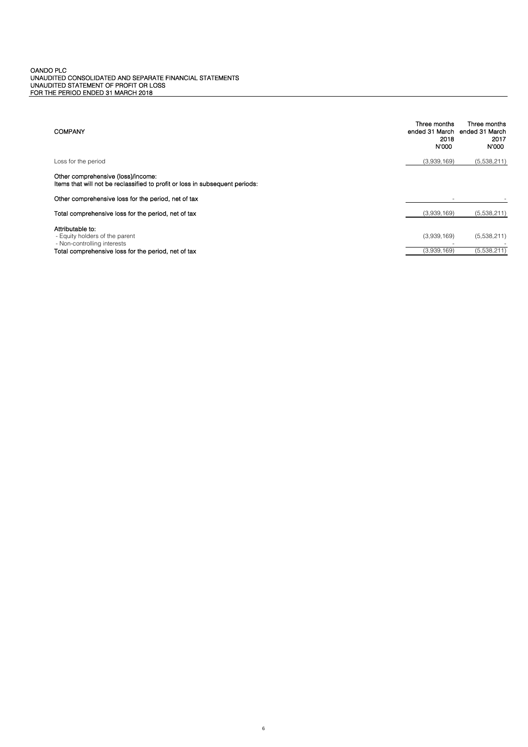OANDO PLC
UNAUDITED CONSOLIDATED AND SEPARATE FINANCIAL STATEMENTS
UNAUDITED STATEMENT OF PROFIT OR LOSS
FOR THE PERIOD ENDED 31 MARCH 2018

| COMPANY | Three months ended 31 March 2018 N'000 | Three months ended 31 March 2017 N'000 |
|---|---|---|
| Loss for the period | (3,939,169) | (5,538,211) |
| **Other comprehensive (loss)/income:** | | |
| **Items that will not be reclassified to profit or loss in subsequent periods:** | | |
| **Other comprehensive loss for the period, net of tax** | - | - |
| **Total comprehensive loss for the period, net of tax** | (3,939,169) | (5,538,211) |
| **Attributable to:** | | |
| - Equity holders of the parent | (3,939,169) | (5,538,211) |
| - Non-controlling interests | - | - |
| **Total comprehensive loss for the period, net of tax** | (3,939,169) | (5,538,211) |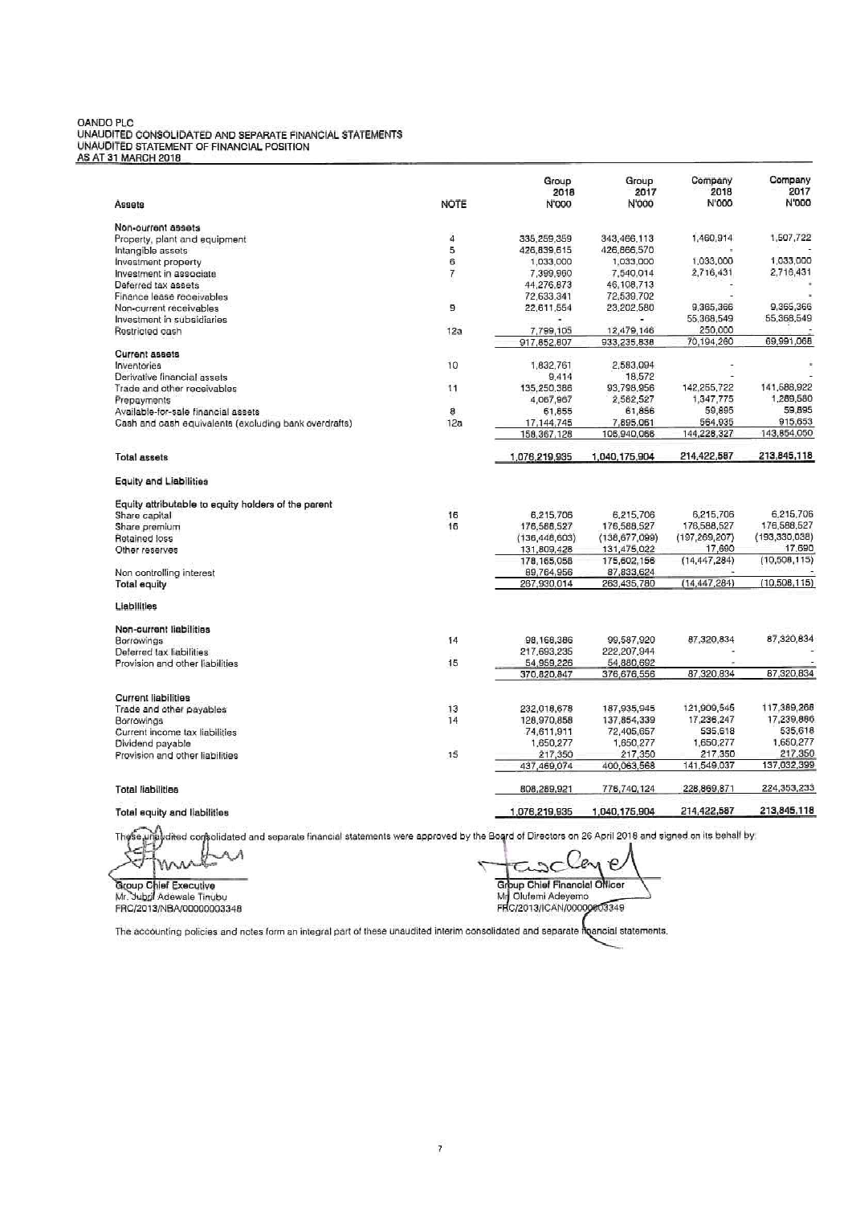OANDO PLC
UNAUDITED CONSOLIDATED AND SEPARATE FINANCIAL STATEMENTS
UNAUDITED STATEMENT OF FINANCIAL POSITION
AS AT 31 MARCH 2018

| Assets | NOTE | Group 2018 N'000 | Group 2017 N'000 | Company 2018 N'000 | Company 2017 N'000 |
|---|---|---|---|---|---|
| **Non-current assets** | | | | | |
| Property, plant and equipment | 4 | 335,259,359 | 343,466,113 | 1,460,914 | 1,507,722 |
| Intangible assets | 5 | 426,839,615 | 426,866,570 | - | - |
| Investment property | 6 | 1,033,000 | 1,033,000 | 1,033,000 | 1,033,000 |
| Investment in associate | 7 | 7,399,960 | 7,540,014 | 2,716,431 | 2,716,431 |
| Deferred tax assets | | 44,276,873 | 46,108,713 | - | - |
| Finance lease receivables | | 72,633,341 | 72,539,702 | - | - |
| Non-current receivables | 9 | 22,611,554 | 23,202,580 | 9,365,366 | 9,365,366 |
| Investment in subsidiaries | | - | - | 55,368,549 | 55,368,549 |
| Restricted cash | 12a | 7,799,105 | 12,479,146 | 250,000 | - |
| | | 917,852,807 | 933,235,838 | 70,194,260 | 69,991,068 |
| **Current assets** | | | | | |
| Inventories | 10 | 1,832,761 | 2,583,094 | - | - |
| Derivative financial assets | | 9,414 | 18,572 | - | - |
| Trade and other receivables | 11 | 135,250,386 | 93,798,956 | 142,255,722 | 141,588,922 |
| Prepayments | | 4,067,967 | 2,582,527 | 1,347,775 | 1,289,580 |
| Available-for-sale financial assets | 8 | 61,855 | 61,856 | 59,895 | 59,895 |
| Cash and cash equivalents (excluding bank overdrafts) | 12a | 17,144,745 | 7,895,061 | 564,935 | 915,653 |
| | | 158,367,128 | 106,940,066 | 144,228,327 | 143,854,050 |
| **Total assets** | | 1,076,219,935 | 1,040,175,904 | 214,422,587 | 213,845,118 |
| **Equity and Liabilities** | | | | | |
| Equity attributable to equity holders of the parent | | | | | |
| Share capital | 16 | 6,215,706 | 6,215,706 | 6,215,706 | 6,215,706 |
| Share premium | 16 | 176,588,527 | 176,588,527 | 176,588,527 | 176,588,527 |
| Retained loss | | (136,448,603) | (138,677,099) | (197,269,207) | (193,330,038) |
| Other reserves | | 131,809,428 | 131,475,022 | 17,690 | 17,690 |
| | | 178,165,058 | 175,602,156 | (14,447,284) | (10,508,115) |
| Non controlling interest | | 89,764,956 | 87,833,624 | - | - |
| **Total equity** | | 267,930,014 | 263,435,780 | (14,447,284) | (10,508,115) |
| **Liabilities** | | | | | |
| **Non-current liabilities** | | | | | |
| Borrowings | 14 | 98,168,386 | 99,587,920 | 87,320,834 | 87,320,834 |
| Deferred tax liabilities | | 217,693,235 | 222,207,944 | - | - |
| Provision and other liabilities | 15 | 54,959,226 | 54,880,692 | - | - |
| | | 370,820,847 | 376,676,556 | 87,320,834 | 87,320,834 |
| **Current liabilities** | | | | | |
| Trade and other payables | 13 | 232,018,678 | 187,935,945 | 121,909,545 | 117,389,266 |
| Borrowings | 14 | 128,970,858 | 137,854,339 | 17,236,247 | 17,239,886 |
| Current income tax liabilities | | 74,611,911 | 72,405,657 | 535,618 | 535,618 |
| Dividend payable | | 1,650,277 | 1,650,277 | 1,650,277 | 1,650,277 |
| Provision and other liabilities | 15 | 217,350 | 217,350 | 217,350 | 217,350 |
| | | 437,469,074 | 400,063,568 | 141,549,037 | 137,032,399 |
| **Total liabilities** | | 808,289,921 | 776,740,124 | 228,869,871 | 224,353,233 |
| **Total equity and liabilities** | | 1,076,219,935 | 1,040,175,904 | 214,422,587 | 213,845,118 |

These unaudited consolidated and separate financial statements were approved by the Board of Directors on 26 April 2018 and signed on its behalf by:

Group Chief Executive
Mr. Jubril Adewale Tinubu
FRC/2013/NBA/00000003348

Group Chief Financial Officer
Mr Olufemi Adeyemo
FRC/2013/ICAN/00000003349

The accounting policies and notes form an integral part of these unaudited interim consolidated and separate financial statements.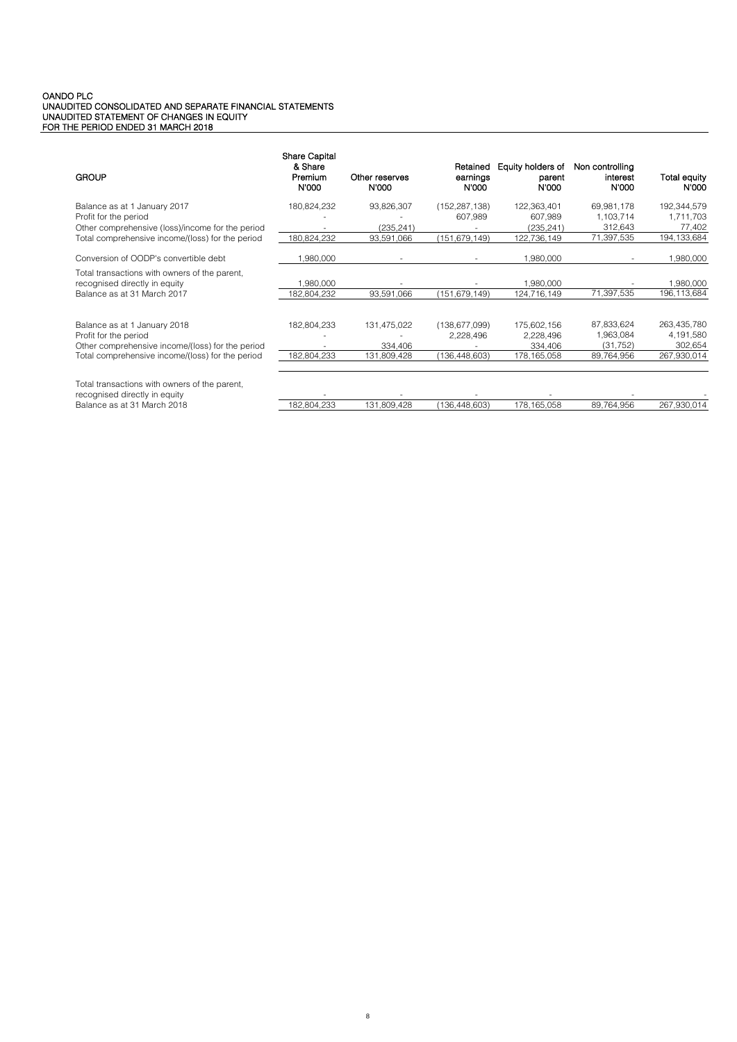OANDO PLC
UNAUDITED CONSOLIDATED AND SEPARATE FINANCIAL STATEMENTS
UNAUDITED STATEMENT OF CHANGES IN EQUITY
FOR THE PERIOD ENDED 31 MARCH 2018

| GROUP | Share Capital & Share Premium N'000 | Other reserves N'000 | Retained earnings N'000 | Equity holders of parent N'000 | Non controlling interest N'000 | Total equity N'000 |
|---|---|---|---|---|---|---|
| Balance as at 1 January 2017 | 180,824,232 | 93,826,307 | (152,287,138) | 122,363,401 | 69,981,178 | 192,344,579 |
| Profit for the period | - | - | 607,989 | 607,989 | 1,103,714 | 1,711,703 |
| Other comprehensive (loss)/income for the period | - | (235,241) | - | (235,241) | 312,643 | 77,402 |
| Total comprehensive income/(loss) for the period | 180,824,232 | 93,591,066 | (151,679,149) | 122,736,149 | 71,397,535 | 194,133,684 |
| Conversion of OODP's convertible debt | 1,980,000 | - | - | 1,980,000 | - | 1,980,000 |
| Total transactions with owners of the parent, recognised directly in equity | 1,980,000 | - | - | 1,980,000 | - | 1,980,000 |
| Balance as at 31 March 2017 | 182,804,232 | 93,591,066 | (151,679,149) | 124,716,149 | 71,397,535 | 196,113,684 |
| Balance as at 1 January 2018 | 182,804,233 | 131,475,022 | (138,677,099) | 175,602,156 | 87,833,624 | 263,435,780 |
| Profit for the period | - | - | 2,228,496 | 2,228,496 | 1,963,084 | 4,191,580 |
| Other comprehensive income/(loss) for the period | - | 334,406 | - | 334,406 | (31,752) | 302,654 |
| Total comprehensive income/(loss) for the period | 182,804,233 | 131,809,428 | (136,448,603) | 178,165,058 | 89,764,956 | 267,930,014 |
| Total transactions with owners of the parent, recognised directly in equity | - | - | - | - | - | - |
| Balance as at 31 March 2018 | 182,804,233 | 131,809,428 | (136,448,603) | 178,165,058 | 89,764,956 | 267,930,014 |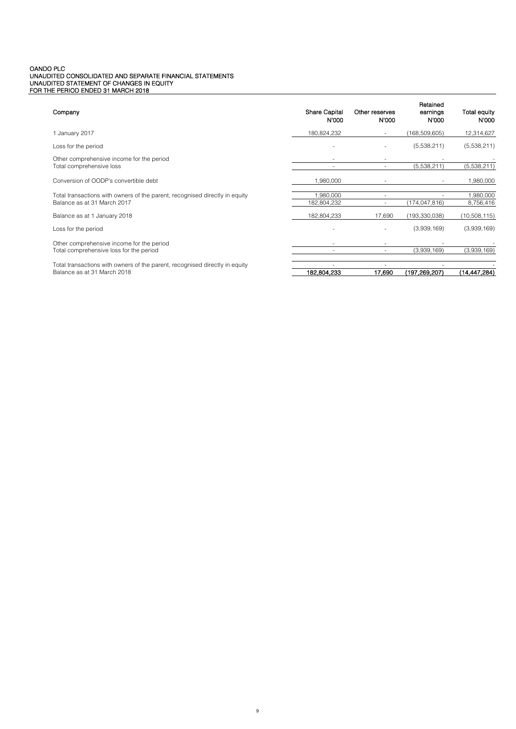OANDO PLC
UNAUDITED CONSOLIDATED AND SEPARATE FINANCIAL STATEMENTS
UNAUDITED STATEMENT OF CHANGES IN EQUITY
FOR THE PERIOD ENDED 31 MARCH 2018

| Company | Share Capital N'000 | Other reserves N'000 | Retained earnings N'000 | Total equity N'000 |
|---|---|---|---|---|
| 1 January 2017 | 180,824,232 | - | (168,509,605) | 12,314,627 |
| Loss for the period | - | - | (5,538,211) | (5,538,211) |
| Other comprehensive income for the period | - | - | - | - |
| Total comprehensive loss | - | - | (5,538,211) | (5,538,211) |
| Conversion of OODP's convertible debt | 1,980,000 | - | - | 1,980,000 |
| Total transactions with owners of the parent, recognised directly in equity | 1,980,000 | - | - | 1,980,000 |
| Balance as at 31 March 2017 | 182,804,232 | - | (174,047,816) | 8,756,416 |
| Balance as at 1 January 2018 | 182,804,233 | 17,690 | (193,330,038) | (10,508,115) |
| Loss for the period | - | - | (3,939,169) | (3,939,169) |
| Other comprehensive income for the period | - | - | - | - |
| Total comprehensive loss for the period | - | - | (3,939,169) | (3,939,169) |
| Total transactions with owners of the parent, recognised directly in equity | - | - | - | - |
| **Balance as at 31 March 2018** | **182,804,233** | **17,690** | **(197,269,207)** | **(14,447,284)** |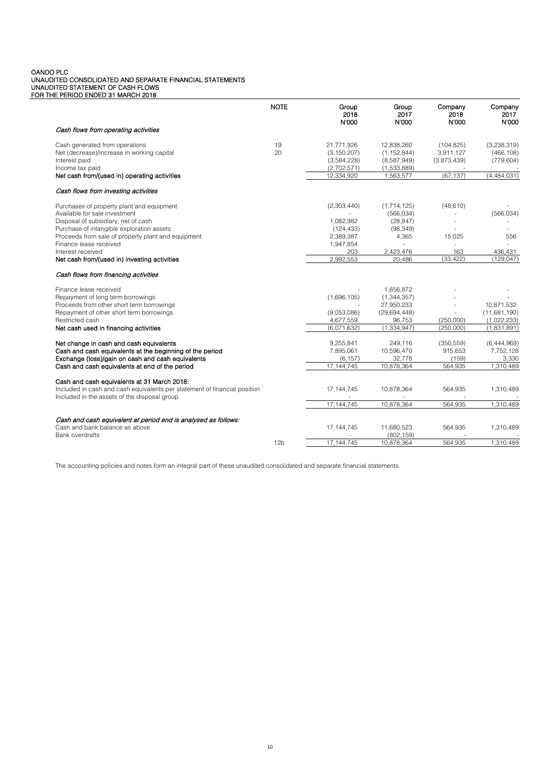OANDO PLC
UNAUDITED CONSOLIDATED AND SEPARATE FINANCIAL STATEMENTS
UNAUDITED STATEMENT OF CASH FLOWS
FOR THE PERIOD ENDED 31 MARCH 2018

| | NOTE | Group 2018 N'000 | Group 2017 N'000 | Company 2018 N'000 | Company 2017 N'000 |
|---|---|---|---|---|---|
| *Cash flows from operating activities* | | | | | |
| Cash generated from operations | 19 | 21,771,926 | 12,838,260 | (104,825) | (3,238,319) |
| Net (decrease)/increase in working capital | 20 | (3,150,207) | (1,152,844) | 3,911,127 | (466,108) |
| Interest paid | | (3,584,228) | (8,587,949) | (3,873,439) | (779,604) |
| Income tax paid | | (2,702,571) | (1,533,889) | - | - |
| **Net cash from/(used in) operating activities** | | 12,334,920 | 1,563,577 | (67,137) | (4,484,031) |
| *Cash flows from investing activities* | | | | | |
| Purchases of property plant and equipment | | (2,303,440) | (1,714,125) | (48,610) | - |
| Available for sale investment | | - | (566,034) | - | (566,034) |
| Disposal of subsidiary, net of cash | | 1,082,982 | (28,847) | - | - |
| Purchase of intangible exploration assets | | (124,433) | (98,349) | - | - |
| Proceeds from sale of property plant and equipment | | 2,389,387 | 4,365 | 15,025 | 556 |
| Finance lease received | | 1,947,854 | - | - | - |
| Interest received | | 203 | 2,423,476 | 163 | 436,431 |
| **Net cash from/(used in) investing activities** | | 2,992,553 | 20,486 | (33,422) | (129,047) |
| *Cash flows from financing activities* | | | | | |
| Finance lease received | | - | 1,656,872 | - | - |
| Repayment of long term borrowings | | (1,696,105) | (1,344,357) | - | - |
| Proceeds from other short term borrowings | | - | 27,950,233 | - | 10,871,532 |
| Repayment of other short term borrowings | | (9,053,086) | (29,694,448) | - | (11,681,190) |
| Restricted cash | | 4,677,559 | 96,753 | (250,000) | (1,022,233) |
| **Net cash used in financing activities** | | (6,071,632) | (1,334,947) | (250,000) | (1,831,891) |
| **Net change in cash and cash equivalents** | | 9,255,841 | 249,116 | (350,559) | (6,444,969) |
| **Cash and cash equivalents at the beginning of the period** | | 7,895,061 | 10,596,470 | 915,653 | 7,752,128 |
| **Exchange (loss)/gain on cash and cash equivalents** | | (6,157) | 32,778 | (159) | 3,330 |
| **Cash and cash equivalents at end of the period** | | 17,144,745 | 10,878,364 | 564,935 | 1,310,489 |
| **Cash and cash equivalents at 31 March 2018:** | | | | | |
| Included in cash and cash equivalents per statement of financial position | | 17,144,745 | 10,878,364 | 564,935 | 1,310,489 |
| Included in the assets of the disposal group | | - | - | - | - |
| | | 17,144,745 | 10,878,364 | 564,935 | 1,310,489 |
| *Cash and cash equivalent at period end is analysed as follows:* | | | | | |
| Cash and bank balance as above | | 17,144,745 | 11,680,523 | 564,935 | 1,310,489 |
| Bank overdrafts | | - | (802,159) | - | - |
| | 12b | 17,144,745 | 10,878,364 | 564,935 | 1,310,489 |

The accounting policies and notes form an integral part of these unaudited consolidated and separate financial statements.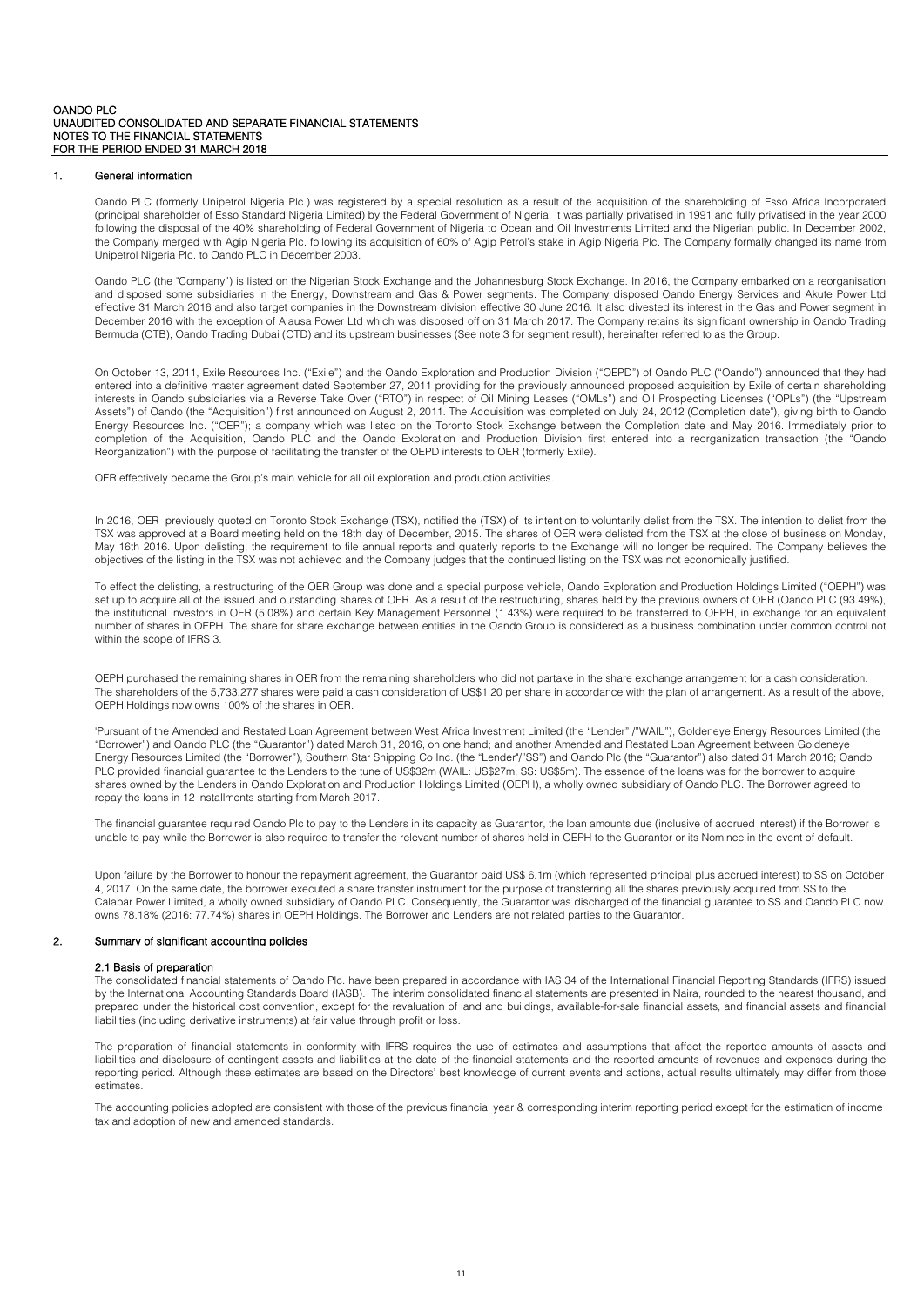OANDO PLC
UNAUDITED CONSOLIDATED AND SEPARATE FINANCIAL STATEMENTS
NOTES TO THE FINANCIAL STATEMENTS
FOR THE PERIOD ENDED 31 MARCH 2018

## 1. General information

Oando PLC (formerly Unipetrol Nigeria Plc.) was registered by a special resolution as a result of the acquisition of the shareholding of Esso Africa Incorporated (principal shareholder of Esso Standard Nigeria Limited) by the Federal Government of Nigeria. It was partially privatised in 1991 and fully privatised in the year 2000 following the disposal of the 40% shareholding of Federal Government of Nigeria to Ocean and Oil Investments Limited and the Nigerian public. In December 2002, the Company merged with Agip Nigeria Plc. following its acquisition of 60% of Agip Petrol's stake in Agip Nigeria Plc. The Company formally changed its name from Unipetrol Nigeria Plc. to Oando PLC in December 2003.

Oando PLC (the "Company") is listed on the Nigerian Stock Exchange and the Johannesburg Stock Exchange. In 2016, the Company embarked on a reorganisation and disposed some subsidiaries in the Energy, Downstream and Gas & Power segments. The Company disposed Oando Energy Services and Akute Power Ltd effective 31 March 2016 and also target companies in the Downstream division effective 30 June 2016. It also divested its interest in the Gas and Power segment in December 2016 with the exception of Alausa Power Ltd which was disposed off on 31 March 2017. The Company retains its significant ownership in Oando Trading Bermuda (OTB), Oando Trading Dubai (OTD) and its upstream businesses (See note 3 for segment result), hereinafter referred to as the Group.

On October 13, 2011, Exile Resources Inc. ("Exile") and the Oando Exploration and Production Division ("OEPD") of Oando PLC ("Oando") announced that they had entered into a definitive master agreement dated September 27, 2011 providing for the previously announced proposed acquisition by Exile of certain shareholding interests in Oando subsidiaries via a Reverse Take Over ("RTO") in respect of Oil Mining Leases ("OMLs") and Oil Prospecting Licenses ("OPLs") (the "Upstream Assets") of Oando (the "Acquisition") first announced on August 2, 2011. The Acquisition was completed on July 24, 2012 (Completion date"), giving birth to Oando Energy Resources Inc. ("OER"); a company which was listed on the Toronto Stock Exchange between the Completion date and May 2016. Immediately prior to completion of the Acquisition, Oando PLC and the Oando Exploration and Production Division first entered into a reorganization transaction (the "Oando Reorganization") with the purpose of facilitating the transfer of the OEPD interests to OER (formerly Exile).

OER effectively became the Group's main vehicle for all oil exploration and production activities.

In 2016, OER previously quoted on Toronto Stock Exchange (TSX), notified the (TSX) of its intention to voluntarily delist from the TSX. The intention to delist from the TSX was approved at a Board meeting held on the 18th day of December, 2015. The shares of OER were delisted from the TSX at the close of business on Monday, May 16th 2016. Upon delisting, the requirement to file annual reports and quaterly reports to the Exchange will no longer be required. The Company believes the objectives of the listing in the TSX was not achieved and the Company judges that the continued listing on the TSX was not economically justified.

To effect the delisting, a restructuring of the OER Group was done and a special purpose vehicle, Oando Exploration and Production Holdings Limited ("OEPH") was set up to acquire all of the issued and outstanding shares of OER. As a result of the restructuring, shares held by the previous owners of OER (Oando PLC (93.49%), the institutional investors in OER (5.08%) and certain Key Management Personnel (1.43%) were required to be transferred to OEPH, in exchange for an equivalent number of shares in OEPH. The share for share exchange between entities in the Oando Group is considered as a business combination under common control not within the scope of IFRS 3.

OEPH purchased the remaining shares in OER from the remaining shareholders who did not partake in the share exchange arrangement for a cash consideration. The shareholders of the 5,733,277 shares were paid a cash consideration of US$1.20 per share in accordance with the plan of arrangement. As a result of the above, OEPH Holdings now owns 100% of the shares in OER.

'Pursuant of the Amended and Restated Loan Agreement between West Africa Investment Limited (the "Lender" /"WAIL"), Goldeneye Energy Resources Limited (the "Borrower") and Oando PLC (the "Guarantor") dated March 31, 2016, on one hand; and another Amended and Restated Loan Agreement between Goldeneye Energy Resources Limited (the "Borrower"), Southern Star Shipping Co Inc. (the "Lender"/"SS") and Oando Plc (the "Guarantor") also dated 31 March 2016; Oando PLC provided financial guarantee to the Lenders to the tune of US$32m (WAIL: US$27m, SS: US$5m). The essence of the loans was for the borrower to acquire shares owned by the Lenders in Oando Exploration and Production Holdings Limited (OEPH), a wholly owned subsidiary of Oando PLC. The Borrower agreed to repay the loans in 12 installments starting from March 2017.

The financial guarantee required Oando Plc to pay to the Lenders in its capacity as Guarantor, the loan amounts due (inclusive of accrued interest) if the Borrower is unable to pay while the Borrower is also required to transfer the relevant number of shares held in OEPH to the Guarantor or its Nominee in the event of default.

Upon failure by the Borrower to honour the repayment agreement, the Guarantor paid US$ 6.1m (which represented principal plus accrued interest) to SS on October 4, 2017. On the same date, the borrower executed a share transfer instrument for the purpose of transferring all the shares previously acquired from SS to the Calabar Power Limited, a wholly owned subsidiary of Oando PLC. Consequently, the Guarantor was discharged of the financial guarantee to SS and Oando PLC now owns 78.18% (2016: 77.74%) shares in OEPH Holdings. The Borrower and Lenders are not related parties to the Guarantor.

## 2. Summary of significant accounting policies

### 2.1 Basis of preparation

The consolidated financial statements of Oando Plc. have been prepared in accordance with IAS 34 of the International Financial Reporting Standards (IFRS) issued by the International Accounting Standards Board (IASB). The interim consolidated financial statements are presented in Naira, rounded to the nearest thousand, and prepared under the historical cost convention, except for the revaluation of land and buildings, available-for-sale financial assets, and financial assets and financial liabilities (including derivative instruments) at fair value through profit or loss.

The preparation of financial statements in conformity with IFRS requires the use of estimates and assumptions that affect the reported amounts of assets and liabilities and disclosure of contingent assets and liabilities at the date of the financial statements and the reported amounts of revenues and expenses during the reporting period. Although these estimates are based on the Directors' best knowledge of current events and actions, actual results ultimately may differ from those estimates.

The accounting policies adopted are consistent with those of the previous financial year & corresponding interim reporting period except for the estimation of income tax and adoption of new and amended standards.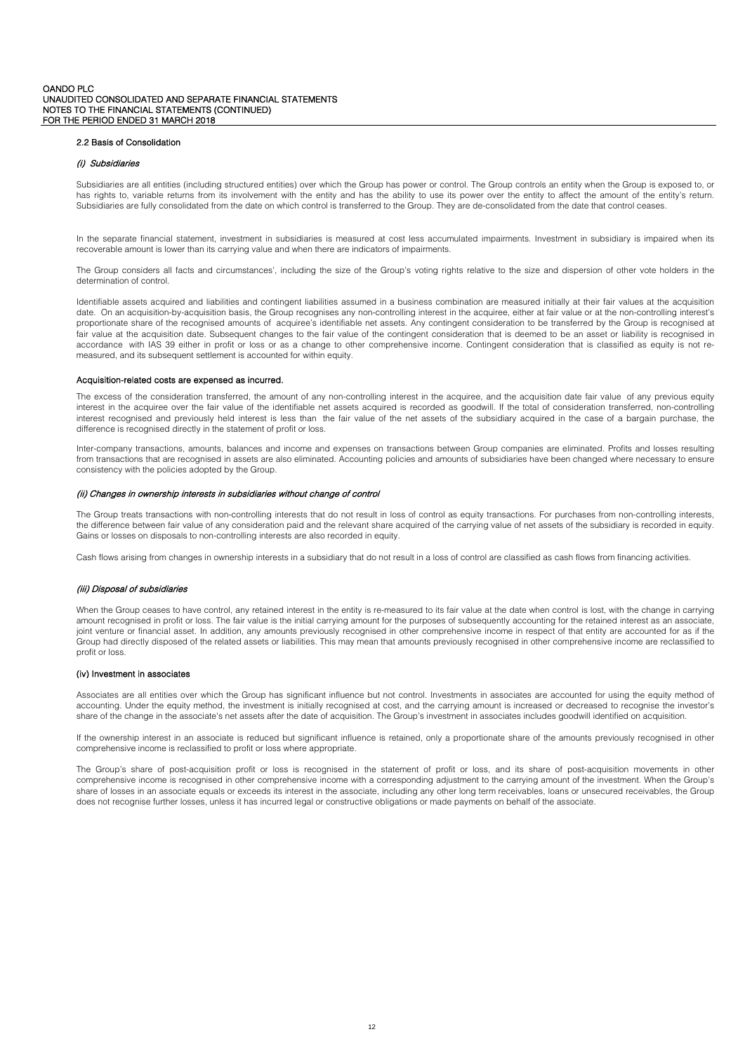### 2.2 Basis of Consolidation

#### *(i) Subsidiaries*

Subsidiaries are all entities (including structured entities) over which the Group has power or control. The Group controls an entity when the Group is exposed to, or has rights to, variable returns from its involvement with the entity and has the ability to use its power over the entity to affect the amount of the entity's return. Subsidiaries are fully consolidated from the date on which control is transferred to the Group. They are de-consolidated from the date that control ceases.

In the separate financial statement, investment in subsidiaries is measured at cost less accumulated impairments. Investment in subsidiary is impaired when its recoverable amount is lower than its carrying value and when there are indicators of impairments.

The Group considers all facts and circumstances', including the size of the Group's voting rights relative to the size and dispersion of other vote holders in the determination of control.

Identifiable assets acquired and liabilities and contingent liabilities assumed in a business combination are measured initially at their fair values at the acquisition date. On an acquisition-by-acquisition basis, the Group recognises any non-controlling interest in the acquiree, either at fair value or at the non-controlling interest's proportionate share of the recognised amounts of acquiree's identifiable net assets. Any contingent consideration to be transferred by the Group is recognised at fair value at the acquisition date. Subsequent changes to the fair value of the contingent consideration that is deemed to be an asset or liability is recognised in accordance with IAS 39 either in profit or loss or as a change to other comprehensive income. Contingent consideration that is classified as equity is not re-measured, and its subsequent settlement is accounted for within equity.

**Acquisition-related costs are expensed as incurred.**

The excess of the consideration transferred, the amount of any non-controlling interest in the acquiree, and the acquisition date fair value of any previous equity interest in the acquiree over the fair value of the identifiable net assets acquired is recorded as goodwill. If the total of consideration transferred, non-controlling interest recognised and previously held interest is less than the fair value of the net assets of the subsidiary acquired in the case of a bargain purchase, the difference is recognised directly in the statement of profit or loss.

Inter-company transactions, amounts, balances and income and expenses on transactions between Group companies are eliminated. Profits and losses resulting from transactions that are recognised in assets are also eliminated. Accounting policies and amounts of subsidiaries have been changed where necessary to ensure consistency with the policies adopted by the Group.

#### *(ii) Changes in ownership interests in subsidiaries without change of control*

The Group treats transactions with non-controlling interests that do not result in loss of control as equity transactions. For purchases from non-controlling interests, the difference between fair value of any consideration paid and the relevant share acquired of the carrying value of net assets of the subsidiary is recorded in equity. Gains or losses on disposals to non-controlling interests are also recorded in equity.

Cash flows arising from changes in ownership interests in a subsidiary that do not result in a loss of control are classified as cash flows from financing activities.

#### *(iii) Disposal of subsidiaries*

When the Group ceases to have control, any retained interest in the entity is re-measured to its fair value at the date when control is lost, with the change in carrying amount recognised in profit or loss. The fair value is the initial carrying amount for the purposes of subsequently accounting for the retained interest as an associate, joint venture or financial asset. In addition, any amounts previously recognised in other comprehensive income in respect of that entity are accounted for as if the Group had directly disposed of the related assets or liabilities. This may mean that amounts previously recognised in other comprehensive income are reclassified to profit or loss.

#### (iv) Investment in associates

Associates are all entities over which the Group has significant influence but not control. Investments in associates are accounted for using the equity method of accounting. Under the equity method, the investment is initially recognised at cost, and the carrying amount is increased or decreased to recognise the investor's share of the change in the associate's net assets after the date of acquisition. The Group's investment in associates includes goodwill identified on acquisition.

If the ownership interest in an associate is reduced but significant influence is retained, only a proportionate share of the amounts previously recognised in other comprehensive income is reclassified to profit or loss where appropriate.

The Group's share of post-acquisition profit or loss is recognised in the statement of profit or loss, and its share of post-acquisition movements in other comprehensive income is recognised in other comprehensive income with a corresponding adjustment to the carrying amount of the investment. When the Group's share of losses in an associate equals or exceeds its interest in the associate, including any other long term receivables, loans or unsecured receivables, the Group does not recognise further losses, unless it has incurred legal or constructive obligations or made payments on behalf of the associate.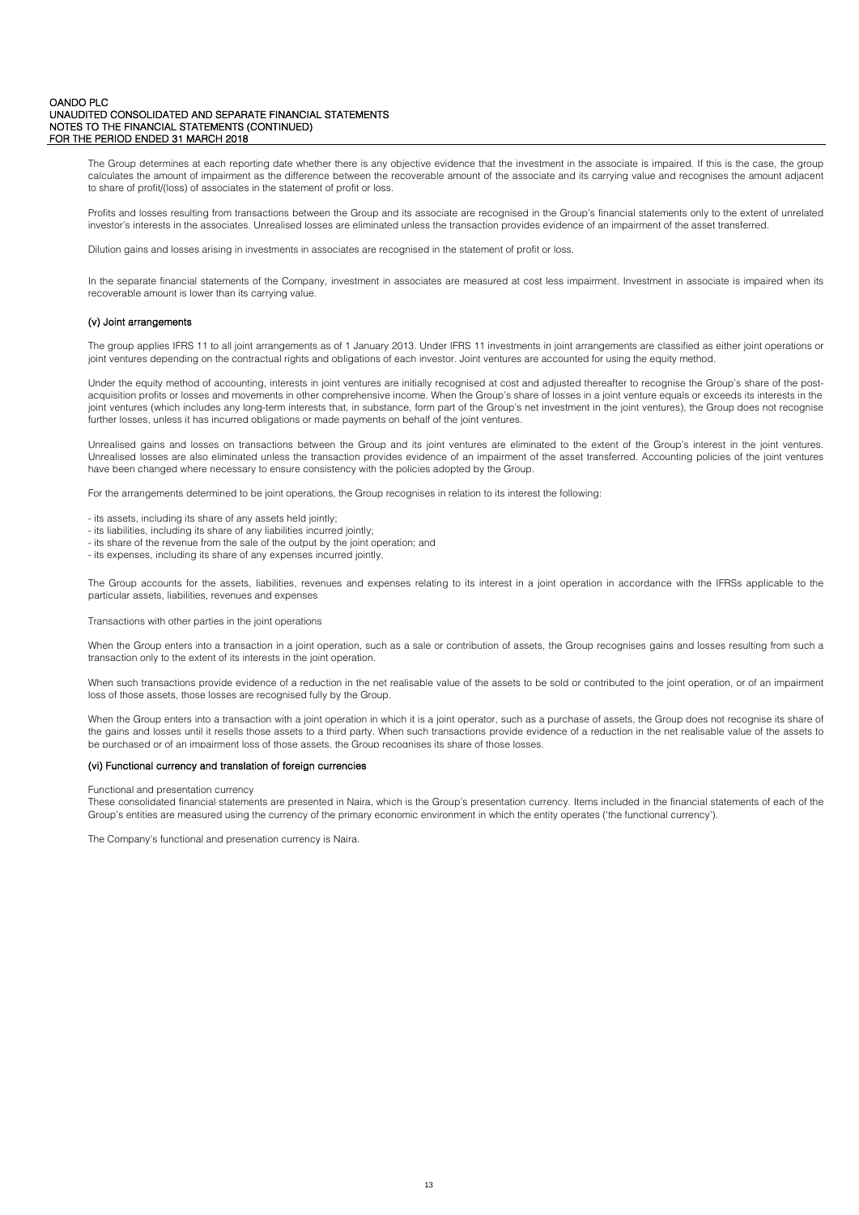The Group determines at each reporting date whether there is any objective evidence that the investment in the associate is impaired. If this is the case, the group calculates the amount of impairment as the difference between the recoverable amount of the associate and its carrying value and recognises the amount adjacent to share of profit/(loss) of associates in the statement of profit or loss.

Profits and losses resulting from transactions between the Group and its associate are recognised in the Group's financial statements only to the extent of unrelated investor's interests in the associates. Unrealised losses are eliminated unless the transaction provides evidence of an impairment of the asset transferred.

Dilution gains and losses arising in investments in associates are recognised in the statement of profit or loss.

In the separate financial statements of the Company, investment in associates are measured at cost less impairment. Investment in associate is impaired when its recoverable amount is lower than its carrying value.

### (v) Joint arrangements

The group applies IFRS 11 to all joint arrangements as of 1 January 2013. Under IFRS 11 investments in joint arrangements are classified as either joint operations or joint ventures depending on the contractual rights and obligations of each investor. Joint ventures are accounted for using the equity method.

Under the equity method of accounting, interests in joint ventures are initially recognised at cost and adjusted thereafter to recognise the Group's share of the post-acquisition profits or losses and movements in other comprehensive income. When the Group's share of losses in a joint venture equals or exceeds its interests in the joint ventures (which includes any long-term interests that, in substance, form part of the Group's net investment in the joint ventures), the Group does not recognise further losses, unless it has incurred obligations or made payments on behalf of the joint ventures.

Unrealised gains and losses on transactions between the Group and its joint ventures are eliminated to the extent of the Group's interest in the joint ventures. Unrealised losses are also eliminated unless the transaction provides evidence of an impairment of the asset transferred. Accounting policies of the joint ventures have been changed where necessary to ensure consistency with the policies adopted by the Group.

For the arrangements determined to be joint operations, the Group recognises in relation to its interest the following:

- its assets, including its share of any assets held jointly;
- its liabilities, including its share of any liabilities incurred jointly;
- its share of the revenue from the sale of the output by the joint operation; and
- its expenses, including its share of any expenses incurred jointly.

The Group accounts for the assets, liabilities, revenues and expenses relating to its interest in a joint operation in accordance with the IFRSs applicable to the particular assets, liabilities, revenues and expenses

Transactions with other parties in the joint operations

When the Group enters into a transaction in a joint operation, such as a sale or contribution of assets, the Group recognises gains and losses resulting from such a transaction only to the extent of its interests in the joint operation.

When such transactions provide evidence of a reduction in the net realisable value of the assets to be sold or contributed to the joint operation, or of an impairment loss of those assets, those losses are recognised fully by the Group.

When the Group enters into a transaction with a joint operation in which it is a joint operator, such as a purchase of assets, the Group does not recognise its share of the gains and losses until it resells those assets to a third party. When such transactions provide evidence of a reduction in the net realisable value of the assets to be purchased or of an impairment loss of those assets, the Group recognises its share of those losses.

### (vi) Functional currency and translation of foreign currencies

Functional and presentation currency

These consolidated financial statements are presented in Naira, which is the Group's presentation currency. Items included in the financial statements of each of the Group's entities are measured using the currency of the primary economic environment in which the entity operates ('the functional currency').

The Company's functional and presenation currency is Naira.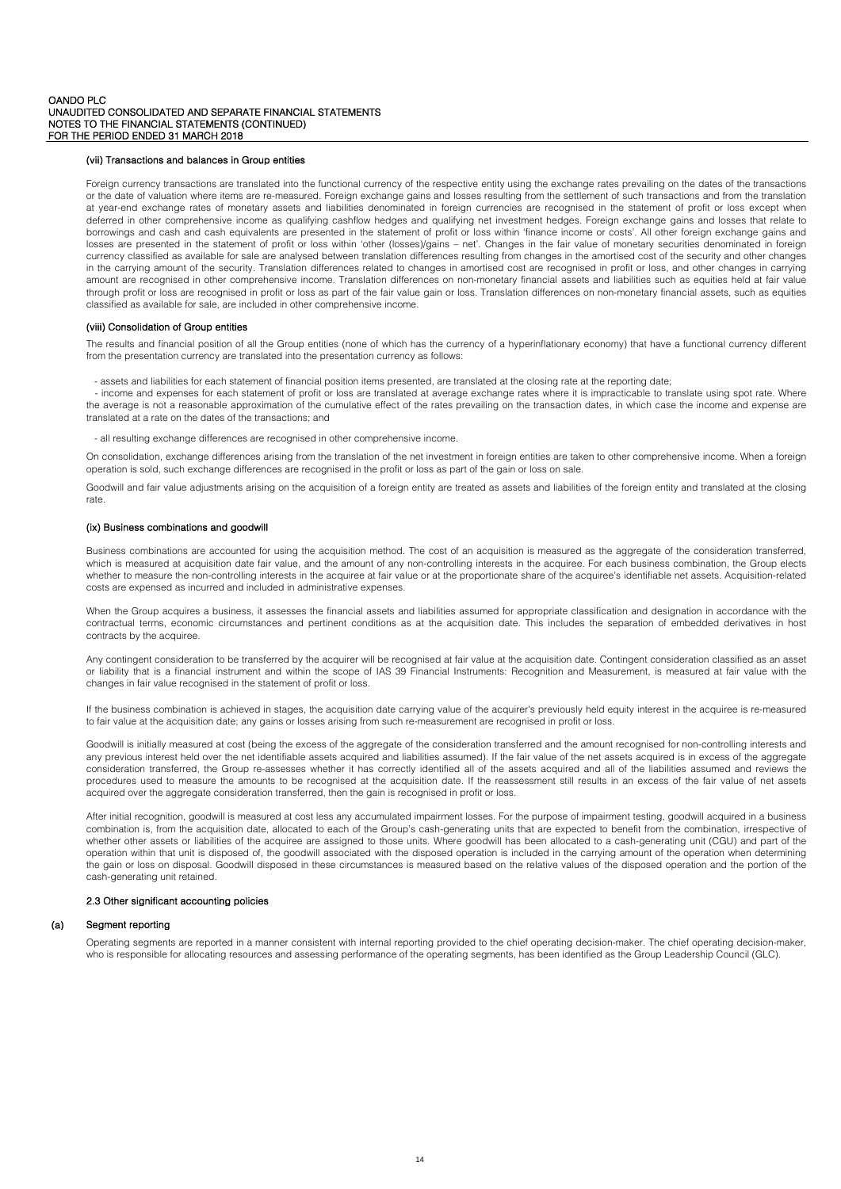#### (vii) Transactions and balances in Group entities

Foreign currency transactions are translated into the functional currency of the respective entity using the exchange rates prevailing on the dates of the transactions or the date of valuation where items are re-measured. Foreign exchange gains and losses resulting from the settlement of such transactions and from the translation at year-end exchange rates of monetary assets and liabilities denominated in foreign currencies are recognised in the statement of profit or loss except when deferred in other comprehensive income as qualifying cashflow hedges and qualifying net investment hedges. Foreign exchange gains and losses that relate to borrowings and cash and cash equivalents are presented in the statement of profit or loss within 'finance income or costs'. All other foreign exchange gains and losses are presented in the statement of profit or loss within 'other (losses)/gains – net'. Changes in the fair value of monetary securities denominated in foreign currency classified as available for sale are analysed between translation differences resulting from changes in the amortised cost of the security and other changes in the carrying amount of the security. Translation differences related to changes in amortised cost are recognised in profit or loss, and other changes in carrying amount are recognised in other comprehensive income. Translation differences on non-monetary financial assets and liabilities such as equities held at fair value through profit or loss are recognised in profit or loss as part of the fair value gain or loss. Translation differences on non-monetary financial assets, such as equities classified as available for sale, are included in other comprehensive income.

#### (viii) Consolidation of Group entities

The results and financial position of all the Group entities (none of which has the currency of a hyperinflationary economy) that have a functional currency different from the presentation currency are translated into the presentation currency as follows:

- assets and liabilities for each statement of financial position items presented, are translated at the closing rate at the reporting date;
- income and expenses for each statement of profit or loss are translated at average exchange rates where it is impracticable to translate using spot rate. Where the average is not a reasonable approximation of the cumulative effect of the rates prevailing on the transaction dates, in which case the income and expense are translated at a rate on the dates of the transactions; and
- all resulting exchange differences are recognised in other comprehensive income.

On consolidation, exchange differences arising from the translation of the net investment in foreign entities are taken to other comprehensive income. When a foreign operation is sold, such exchange differences are recognised in the profit or loss as part of the gain or loss on sale.

Goodwill and fair value adjustments arising on the acquisition of a foreign entity are treated as assets and liabilities of the foreign entity and translated at the closing rate.

#### (ix) Business combinations and goodwill

Business combinations are accounted for using the acquisition method. The cost of an acquisition is measured as the aggregate of the consideration transferred, which is measured at acquisition date fair value, and the amount of any non-controlling interests in the acquiree. For each business combination, the Group elects whether to measure the non-controlling interests in the acquiree at fair value or at the proportionate share of the acquiree's identifiable net assets. Acquisition-related costs are expensed as incurred and included in administrative expenses.

When the Group acquires a business, it assesses the financial assets and liabilities assumed for appropriate classification and designation in accordance with the contractual terms, economic circumstances and pertinent conditions as at the acquisition date. This includes the separation of embedded derivatives in host contracts by the acquiree.

Any contingent consideration to be transferred by the acquirer will be recognised at fair value at the acquisition date. Contingent consideration classified as an asset or liability that is a financial instrument and within the scope of IAS 39 Financial Instruments: Recognition and Measurement, is measured at fair value with the changes in fair value recognised in the statement of profit or loss.

If the business combination is achieved in stages, the acquisition date carrying value of the acquirer's previously held equity interest in the acquiree is re-measured to fair value at the acquisition date; any gains or losses arising from such re-measurement are recognised in profit or loss.

Goodwill is initially measured at cost (being the excess of the aggregate of the consideration transferred and the amount recognised for non-controlling interests and any previous interest held over the net identifiable assets acquired and liabilities assumed). If the fair value of the net assets acquired is in excess of the aggregate consideration transferred, the Group re-assesses whether it has correctly identified all of the assets acquired and all of the liabilities assumed and reviews the procedures used to measure the amounts to be recognised at the acquisition date. If the reassessment still results in an excess of the fair value of net assets acquired over the aggregate consideration transferred, then the gain is recognised in profit or loss.

After initial recognition, goodwill is measured at cost less any accumulated impairment losses. For the purpose of impairment testing, goodwill acquired in a business combination is, from the acquisition date, allocated to each of the Group's cash-generating units that are expected to benefit from the combination, irrespective of whether other assets or liabilities of the acquiree are assigned to those units. Where goodwill has been allocated to a cash-generating unit (CGU) and part of the operation within that unit is disposed of, the goodwill associated with the disposed operation is included in the carrying amount of the operation when determining the gain or loss on disposal. Goodwill disposed in these circumstances is measured based on the relative values of the disposed operation and the portion of the cash-generating unit retained.

### 2.3 Other significant accounting policies

#### (a) Segment reporting

Operating segments are reported in a manner consistent with internal reporting provided to the chief operating decision-maker. The chief operating decision-maker, who is responsible for allocating resources and assessing performance of the operating segments, has been identified as the Group Leadership Council (GLC).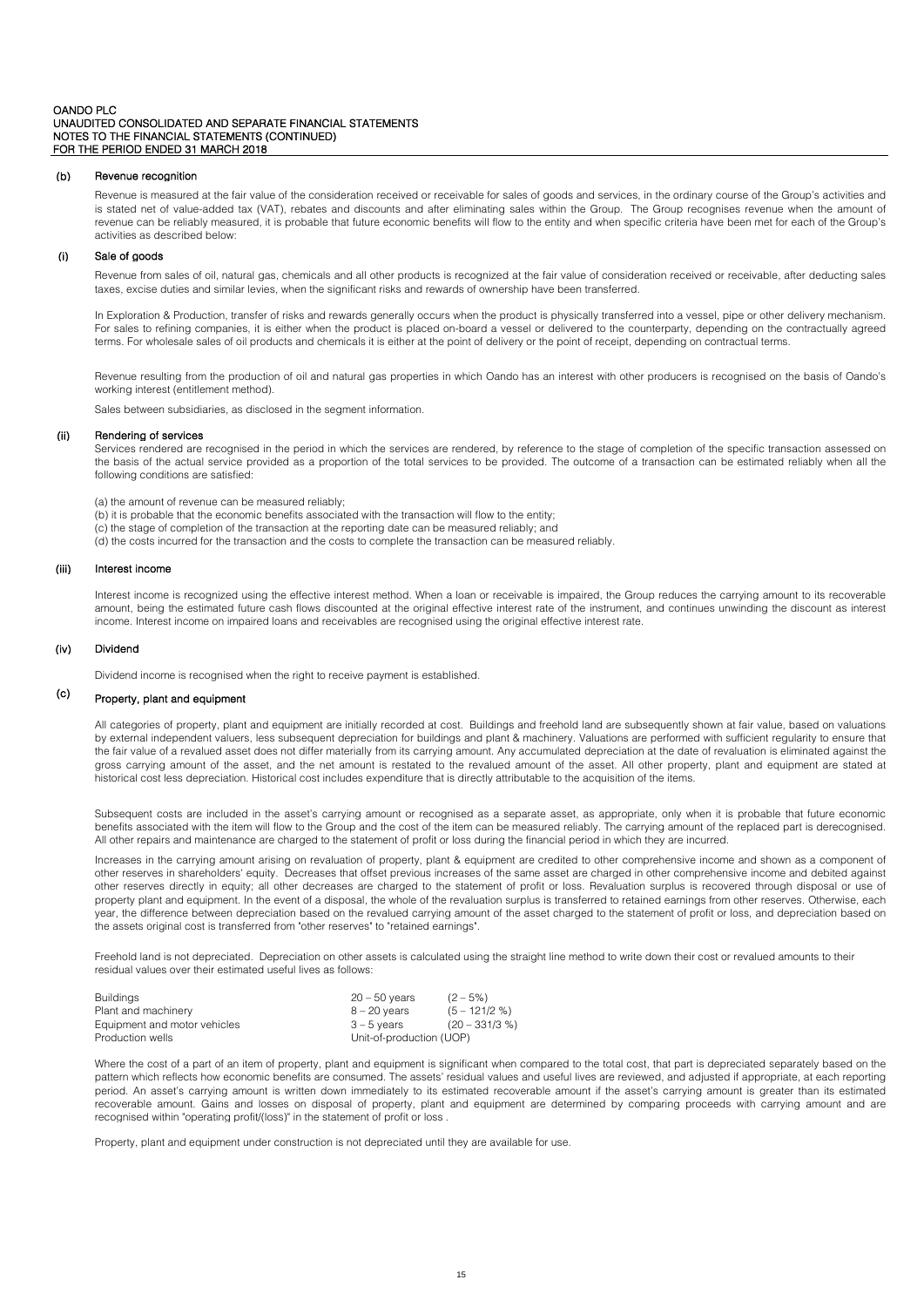### (b) Revenue recognition

Revenue is measured at the fair value of the consideration received or receivable for sales of goods and services, in the ordinary course of the Group's activities and is stated net of value-added tax (VAT), rebates and discounts and after eliminating sales within the Group. The Group recognises revenue when the amount of revenue can be reliably measured, it is probable that future economic benefits will flow to the entity and when specific criteria have been met for each of the Group's activities as described below:

### (i) Sale of goods

Revenue from sales of oil, natural gas, chemicals and all other products is recognized at the fair value of consideration received or receivable, after deducting sales taxes, excise duties and similar levies, when the significant risks and rewards of ownership have been transferred.

In Exploration & Production, transfer of risks and rewards generally occurs when the product is physically transferred into a vessel, pipe or other delivery mechanism. For sales to refining companies, it is either when the product is placed on-board a vessel or delivered to the counterparty, depending on the contractually agreed terms. For wholesale sales of oil products and chemicals it is either at the point of delivery or the point of receipt, depending on contractual terms.

Revenue resulting from the production of oil and natural gas properties in which Oando has an interest with other producers is recognised on the basis of Oando's working interest (entitlement method).

Sales between subsidiaries, as disclosed in the segment information.

### (ii) Rendering of services

Services rendered are recognised in the period in which the services are rendered, by reference to the stage of completion of the specific transaction assessed on the basis of the actual service provided as a proportion of the total services to be provided. The outcome of a transaction can be estimated reliably when all the following conditions are satisfied:

(a) the amount of revenue can be measured reliably;
(b) it is probable that the economic benefits associated with the transaction will flow to the entity;
(c) the stage of completion of the transaction at the reporting date can be measured reliably; and
(d) the costs incurred for the transaction and the costs to complete the transaction can be measured reliably.

### (iii) Interest income

Interest income is recognized using the effective interest method. When a loan or receivable is impaired, the Group reduces the carrying amount to its recoverable amount, being the estimated future cash flows discounted at the original effective interest rate of the instrument, and continues unwinding the discount as interest income. Interest income on impaired loans and receivables are recognised using the original effective interest rate.

### (iv) Dividend

Dividend income is recognised when the right to receive payment is established.

### (c) Property, plant and equipment

All categories of property, plant and equipment are initially recorded at cost. Buildings and freehold land are subsequently shown at fair value, based on valuations by external independent valuers, less subsequent depreciation for buildings and plant & machinery. Valuations are performed with sufficient regularity to ensure that the fair value of a revalued asset does not differ materially from its carrying amount. Any accumulated depreciation at the date of revaluation is eliminated against the gross carrying amount of the asset, and the net amount is restated to the revalued amount of the asset. All other property, plant and equipment are stated at historical cost less depreciation. Historical cost includes expenditure that is directly attributable to the acquisition of the items.

Subsequent costs are included in the asset's carrying amount or recognised as a separate asset, as appropriate, only when it is probable that future economic benefits associated with the item will flow to the Group and the cost of the item can be measured reliably. The carrying amount of the replaced part is derecognised. All other repairs and maintenance are charged to the statement of profit or loss during the financial period in which they are incurred.

Increases in the carrying amount arising on revaluation of property, plant & equipment are credited to other comprehensive income and shown as a component of other reserves in shareholders' equity. Decreases that offset previous increases of the same asset are charged in other comprehensive income and debited against other reserves directly in equity; all other decreases are charged to the statement of profit or loss. Revaluation surplus is recovered through disposal or use of property plant and equipment. In the event of a disposal, the whole of the revaluation surplus is transferred to retained earnings from other reserves. Otherwise, each year, the difference between depreciation based on the revalued carrying amount of the asset charged to the statement of profit or loss, and depreciation based on the assets original cost is transferred from "other reserves" to "retained earnings".

Freehold land is not depreciated. Depreciation on other assets is calculated using the straight line method to write down their cost or revalued amounts to their residual values over their estimated useful lives as follows:

| | | |
|---|---|---|
| Buildings | 20 – 50 years | (2 – 5%) |
| Plant and machinery | 8 – 20 years | (5 – 121/2 %) |
| Equipment and motor vehicles | 3 – 5 years | (20 – 331/3 %) |
| Production wells | Unit-of-production (UOP) | |

Where the cost of a part of an item of property, plant and equipment is significant when compared to the total cost, that part is depreciated separately based on the pattern which reflects how economic benefits are consumed. The assets' residual values and useful lives are reviewed, and adjusted if appropriate, at each reporting period. An asset's carrying amount is written down immediately to its estimated recoverable amount if the asset's carrying amount is greater than its estimated recoverable amount. Gains and losses on disposal of property, plant and equipment are determined by comparing proceeds with carrying amount and are recognised within "operating profit/(loss)" in the statement of profit or loss .

Property, plant and equipment under construction is not depreciated until they are available for use.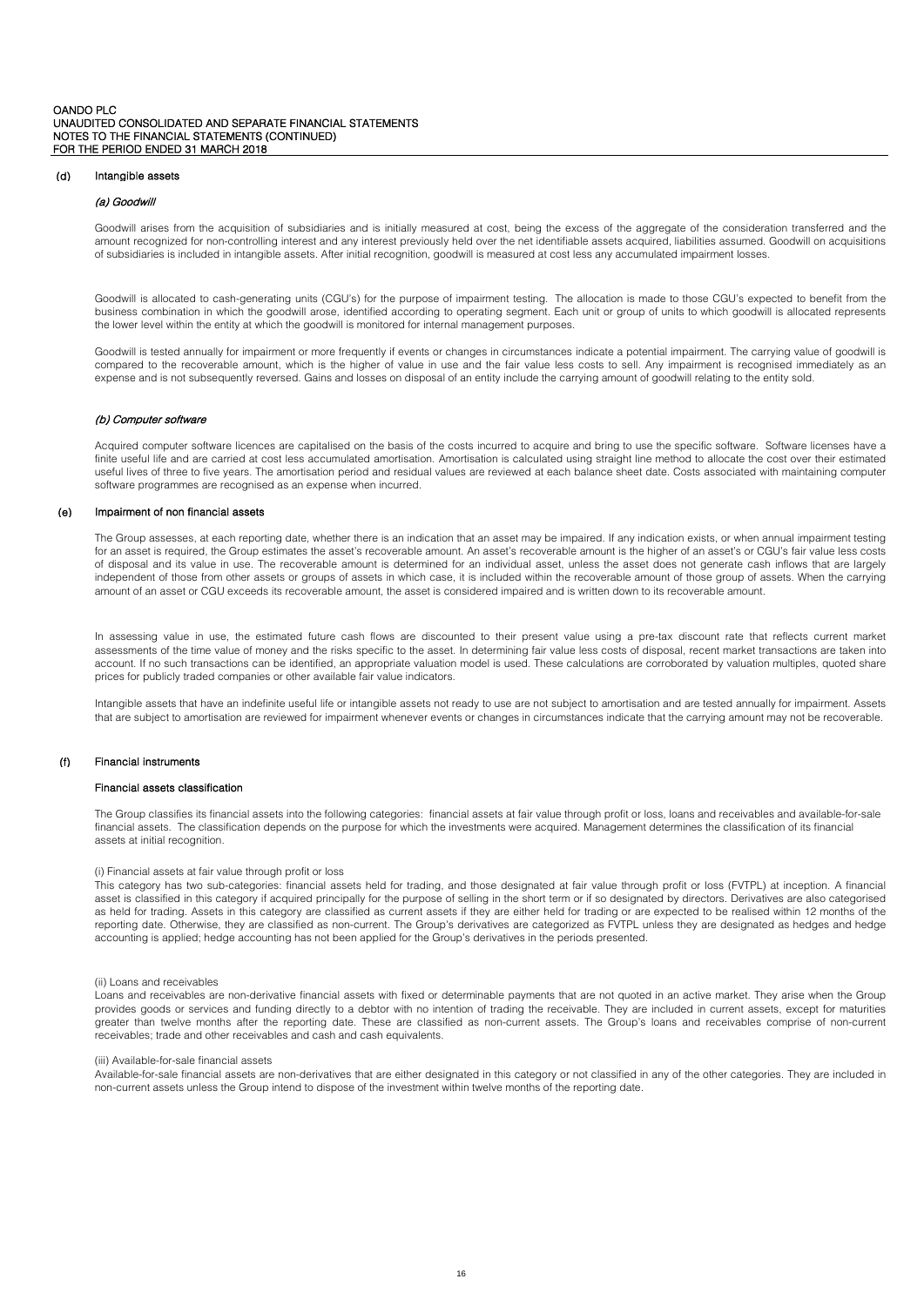### (d) Intangible assets

#### *(a) Goodwill*

Goodwill arises from the acquisition of subsidiaries and is initially measured at cost, being the excess of the aggregate of the consideration transferred and the amount recognized for non-controlling interest and any interest previously held over the net identifiable assets acquired, liabilities assumed. Goodwill on acquisitions of subsidiaries is included in intangible assets. After initial recognition, goodwill is measured at cost less any accumulated impairment losses.

Goodwill is allocated to cash-generating units (CGU's) for the purpose of impairment testing. The allocation is made to those CGU's expected to benefit from the business combination in which the goodwill arose, identified according to operating segment. Each unit or group of units to which goodwill is allocated represents the lower level within the entity at which the goodwill is monitored for internal management purposes.

Goodwill is tested annually for impairment or more frequently if events or changes in circumstances indicate a potential impairment. The carrying value of goodwill is compared to the recoverable amount, which is the higher of value in use and the fair value less costs to sell. Any impairment is recognised immediately as an expense and is not subsequently reversed. Gains and losses on disposal of an entity include the carrying amount of goodwill relating to the entity sold.

#### *(b) Computer software*

Acquired computer software licences are capitalised on the basis of the costs incurred to acquire and bring to use the specific software. Software licenses have a finite useful life and are carried at cost less accumulated amortisation. Amortisation is calculated using straight line method to allocate the cost over their estimated useful lives of three to five years. The amortisation period and residual values are reviewed at each balance sheet date. Costs associated with maintaining computer software programmes are recognised as an expense when incurred.

### (e) Impairment of non financial assets

The Group assesses, at each reporting date, whether there is an indication that an asset may be impaired. If any indication exists, or when annual impairment testing for an asset is required, the Group estimates the asset's recoverable amount. An asset's recoverable amount is the higher of an asset's or CGU's fair value less costs of disposal and its value in use. The recoverable amount is determined for an individual asset, unless the asset does not generate cash inflows that are largely independent of those from other assets or groups of assets in which case, it is included within the recoverable amount of those group of assets. When the carrying amount of an asset or CGU exceeds its recoverable amount, the asset is considered impaired and is written down to its recoverable amount.

In assessing value in use, the estimated future cash flows are discounted to their present value using a pre-tax discount rate that reflects current market assessments of the time value of money and the risks specific to the asset. In determining fair value less costs of disposal, recent market transactions are taken into account. If no such transactions can be identified, an appropriate valuation model is used. These calculations are corroborated by valuation multiples, quoted share prices for publicly traded companies or other available fair value indicators.

Intangible assets that have an indefinite useful life or intangible assets not ready to use are not subject to amortisation and are tested annually for impairment. Assets that are subject to amortisation are reviewed for impairment whenever events or changes in circumstances indicate that the carrying amount may not be recoverable.

### (f) Financial instruments

#### Financial assets classification

The Group classifies its financial assets into the following categories: financial assets at fair value through profit or loss, loans and receivables and available-for-sale financial assets. The classification depends on the purpose for which the investments were acquired. Management determines the classification of its financial assets at initial recognition.

(i) Financial assets at fair value through profit or loss

This category has two sub-categories: financial assets held for trading, and those designated at fair value through profit or loss (FVTPL) at inception. A financial asset is classified in this category if acquired principally for the purpose of selling in the short term or if so designated by directors. Derivatives are also categorised as held for trading. Assets in this category are classified as current assets if they are either held for trading or are expected to be realised within 12 months of the reporting date. Otherwise, they are classified as non-current. The Group's derivatives are categorized as FVTPL unless they are designated as hedges and hedge accounting is applied; hedge accounting has not been applied for the Group's derivatives in the periods presented.

(ii) Loans and receivables

Loans and receivables are non-derivative financial assets with fixed or determinable payments that are not quoted in an active market. They arise when the Group provides goods or services and funding directly to a debtor with no intention of trading the receivable. They are included in current assets, except for maturities greater than twelve months after the reporting date. These are classified as non-current assets. The Group's loans and receivables comprise of non-current receivables; trade and other receivables and cash and cash equivalents.

(iii) Available-for-sale financial assets

Available-for-sale financial assets are non-derivatives that are either designated in this category or not classified in any of the other categories. They are included in non-current assets unless the Group intend to dispose of the investment within twelve months of the reporting date.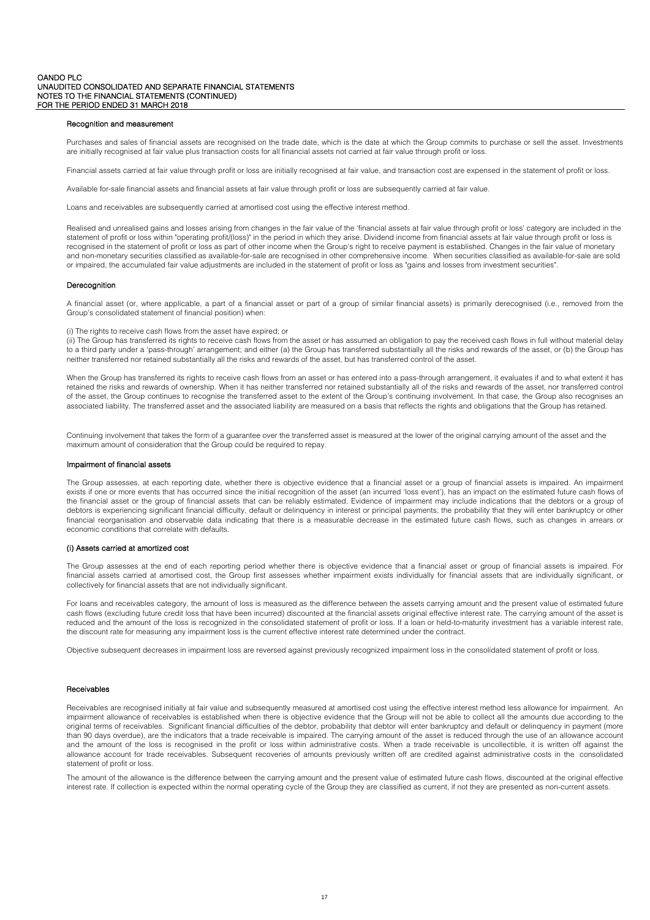#### Recognition and measurement

Purchases and sales of financial assets are recognised on the trade date, which is the date at which the Group commits to purchase or sell the asset. Investments are initially recognised at fair value plus transaction costs for all financial assets not carried at fair value through profit or loss.

Financial assets carried at fair value through profit or loss are initially recognised at fair value, and transaction cost are expensed in the statement of profit or loss.

Available for-sale financial assets and financial assets at fair value through profit or loss are subsequently carried at fair value.

Loans and receivables are subsequently carried at amortised cost using the effective interest method.

Realised and unrealised gains and losses arising from changes in the fair value of the 'financial assets at fair value through profit or loss' category are included in the statement of profit or loss within "operating profit/(loss)" in the period in which they arise. Dividend income from financial assets at fair value through profit or loss is recognised in the statement of profit or loss as part of other income when the Group's right to receive payment is established. Changes in the fair value of monetary and non-monetary securities classified as available-for-sale are recognised in other comprehensive income. When securities classified as available-for-sale are sold or impaired, the accumulated fair value adjustments are included in the statement of profit or loss as "gains and losses from investment securities".

#### Derecognition

A financial asset (or, where applicable, a part of a financial asset or part of a group of similar financial assets) is primarily derecognised (i.e., removed from the Group's consolidated statement of financial position) when:

(i) The rights to receive cash flows from the asset have expired; or

(ii) The Group has transferred its rights to receive cash flows from the asset or has assumed an obligation to pay the received cash flows in full without material delay to a third party under a 'pass-through' arrangement; and either (a) the Group has transferred substantially all the risks and rewards of the asset, or (b) the Group has neither transferred nor retained substantially all the risks and rewards of the asset, but has transferred control of the asset.

When the Group has transferred its rights to receive cash flows from an asset or has entered into a pass-through arrangement, it evaluates if and to what extent it has retained the risks and rewards of ownership. When it has neither transferred nor retained substantially all of the risks and rewards of the asset, nor transferred control of the asset, the Group continues to recognise the transferred asset to the extent of the Group's continuing involvement. In that case, the Group also recognises an associated liability. The transferred asset and the associated liability are measured on a basis that reflects the rights and obligations that the Group has retained.

Continuing involvement that takes the form of a guarantee over the transferred asset is measured at the lower of the original carrying amount of the asset and the maximum amount of consideration that the Group could be required to repay.

#### Impairment of financial assets

The Group assesses, at each reporting date, whether there is objective evidence that a financial asset or a group of financial assets is impaired. An impairment exists if one or more events that has occurred since the initial recognition of the asset (an incurred 'loss event'), has an impact on the estimated future cash flows of the financial asset or the group of financial assets that can be reliably estimated. Evidence of impairment may include indications that the debtors or a group of debtors is experiencing significant financial difficulty, default or delinquency in interest or principal payments, the probability that they will enter bankruptcy or other financial reorganisation and observable data indicating that there is a measurable decrease in the estimated future cash flows, such as changes in arrears or economic conditions that correlate with defaults.

#### (i) Assets carried at amortized cost

The Group assesses at the end of each reporting period whether there is objective evidence that a financial asset or group of financial assets is impaired. For financial assets carried at amortised cost, the Group first assesses whether impairment exists individually for financial assets that are individually significant, or collectively for financial assets that are not individually significant.

For loans and receivables category, the amount of loss is measured as the difference between the assets carrying amount and the present value of estimated future cash flows (excluding future credit loss that have been incurred) discounted at the financial assets original effective interest rate. The carrying amount of the asset is reduced and the amount of the loss is recognized in the consolidated statement of profit or loss. If a loan or held-to-maturity investment has a variable interest rate, the discount rate for measuring any impairment loss is the current effective interest rate determined under the contract.

Objective subsequent decreases in impairment loss are reversed against previously recognized impairment loss in the consolidated statement of profit or loss.

#### Receivables

Receivables are recognised initially at fair value and subsequently measured at amortised cost using the effective interest method less allowance for impairment. An impairment allowance of receivables is established when there is objective evidence that the Group will not be able to collect all the amounts due according to the original terms of receivables. Significant financial difficulties of the debtor, probability that debtor will enter bankruptcy and default or delinquency in payment (more than 90 days overdue), are the indicators that a trade receivable is impaired. The carrying amount of the asset is reduced through the use of an allowance account and the amount of the loss is recognised in the profit or loss within administrative costs. When a trade receivable is uncollectible, it is written off against the allowance account for trade receivables. Subsequent recoveries of amounts previously written off are credited against administrative costs in the consolidated statement of profit or loss.

The amount of the allowance is the difference between the carrying amount and the present value of estimated future cash flows, discounted at the original effective interest rate. If collection is expected within the normal operating cycle of the Group they are classified as current, if not they are presented as non-current assets.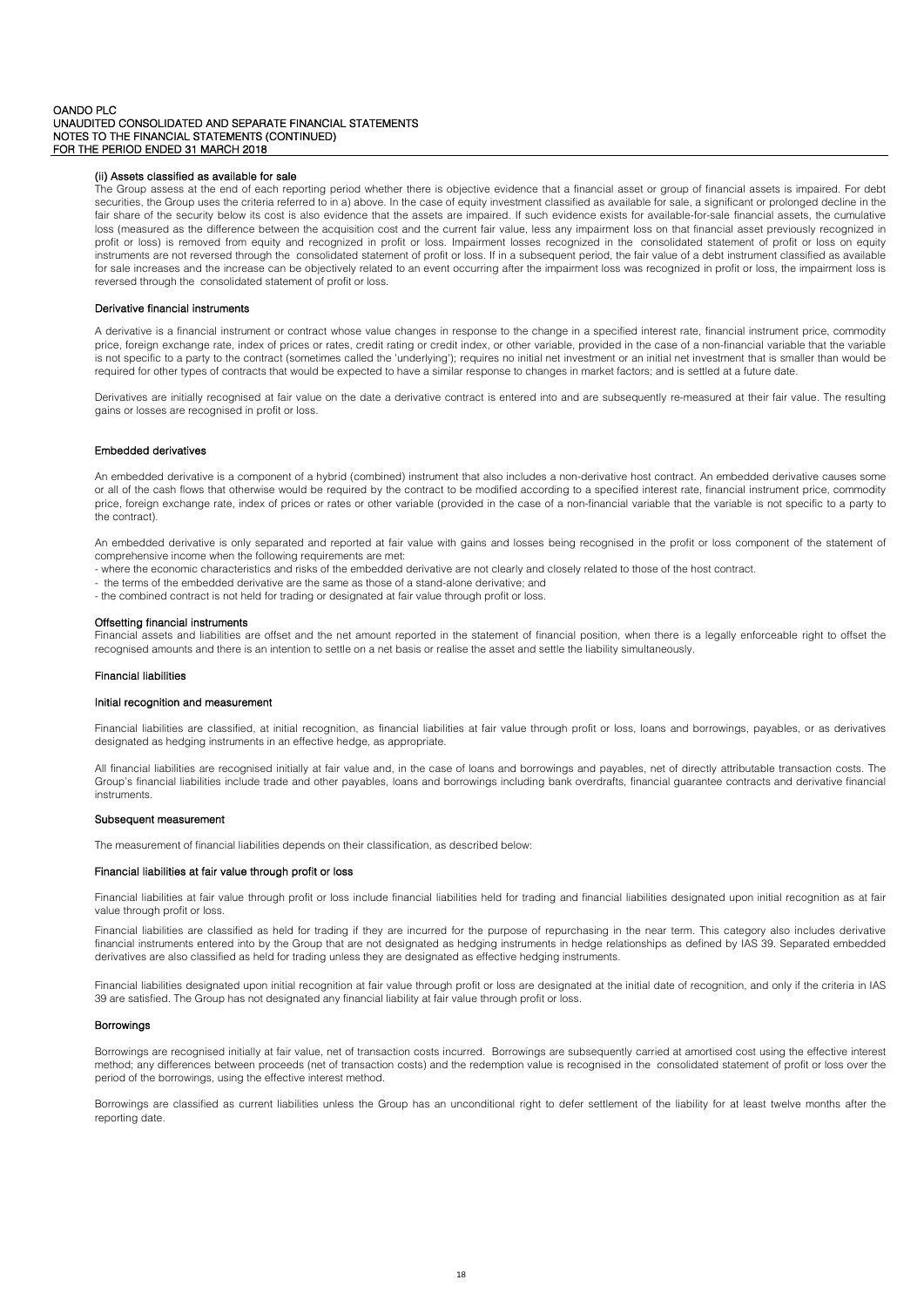#### (ii) Assets classified as available for sale

The Group assess at the end of each reporting period whether there is objective evidence that a financial asset or group of financial assets is impaired. For debt securities, the Group uses the criteria referred to in a) above. In the case of equity investment classified as available for sale, a significant or prolonged decline in the fair share of the security below its cost is also evidence that the assets are impaired. If such evidence exists for available-for-sale financial assets, the cumulative loss (measured as the difference between the acquisition cost and the current fair value, less any impairment loss on that financial asset previously recognized in profit or loss) is removed from equity and recognized in profit or loss. Impairment losses recognized in the consolidated statement of profit or loss on equity instruments are not reversed through the consolidated statement of profit or loss. If in a subsequent period, the fair value of a debt instrument classified as available for sale increases and the increase can be objectively related to an event occurring after the impairment loss was recognized in profit or loss, the impairment loss is reversed through the consolidated statement of profit or loss.

#### Derivative financial instruments

A derivative is a financial instrument or contract whose value changes in response to the change in a specified interest rate, financial instrument price, commodity price, foreign exchange rate, index of prices or rates, credit rating or credit index, or other variable, provided in the case of a non-financial variable that the variable is not specific to a party to the contract (sometimes called the 'underlying'); requires no initial net investment or an initial net investment that is smaller than would be required for other types of contracts that would be expected to have a similar response to changes in market factors; and is settled at a future date.

Derivatives are initially recognised at fair value on the date a derivative contract is entered into and are subsequently re-measured at their fair value. The resulting gains or losses are recognised in profit or loss.

#### Embedded derivatives

An embedded derivative is a component of a hybrid (combined) instrument that also includes a non-derivative host contract. An embedded derivative causes some or all of the cash flows that otherwise would be required by the contract to be modified according to a specified interest rate, financial instrument price, commodity price, foreign exchange rate, index of prices or rates or other variable (provided in the case of a non-financial variable that the variable is not specific to a party to the contract).

An embedded derivative is only separated and reported at fair value with gains and losses being recognised in the profit or loss component of the statement of comprehensive income when the following requirements are met:

- where the economic characteristics and risks of the embedded derivative are not clearly and closely related to those of the host contract.
- the terms of the embedded derivative are the same as those of a stand-alone derivative; and
- the combined contract is not held for trading or designated at fair value through profit or loss.

#### Offsetting financial instruments

Financial assets and liabilities are offset and the net amount reported in the statement of financial position, when there is a legally enforceable right to offset the recognised amounts and there is an intention to settle on a net basis or realise the asset and settle the liability simultaneously.

#### Financial liabilities

#### Initial recognition and measurement

Financial liabilities are classified, at initial recognition, as financial liabilities at fair value through profit or loss, loans and borrowings, payables, or as derivatives designated as hedging instruments in an effective hedge, as appropriate.

All financial liabilities are recognised initially at fair value and, in the case of loans and borrowings and payables, net of directly attributable transaction costs. The Group's financial liabilities include trade and other payables, loans and borrowings including bank overdrafts, financial guarantee contracts and derivative financial instruments.

#### Subsequent measurement

The measurement of financial liabilities depends on their classification, as described below:

#### Financial liabilities at fair value through profit or loss

Financial liabilities at fair value through profit or loss include financial liabilities held for trading and financial liabilities designated upon initial recognition as at fair value through profit or loss.

Financial liabilities are classified as held for trading if they are incurred for the purpose of repurchasing in the near term. This category also includes derivative financial instruments entered into by the Group that are not designated as hedging instruments in hedge relationships as defined by IAS 39. Separated embedded derivatives are also classified as held for trading unless they are designated as effective hedging instruments.

Financial liabilities designated upon initial recognition at fair value through profit or loss are designated at the initial date of recognition, and only if the criteria in IAS 39 are satisfied. The Group has not designated any financial liability at fair value through profit or loss.

#### Borrowings

Borrowings are recognised initially at fair value, net of transaction costs incurred. Borrowings are subsequently carried at amortised cost using the effective interest method; any differences between proceeds (net of transaction costs) and the redemption value is recognised in the consolidated statement of profit or loss over the period of the borrowings, using the effective interest method.

Borrowings are classified as current liabilities unless the Group has an unconditional right to defer settlement of the liability for at least twelve months after the reporting date.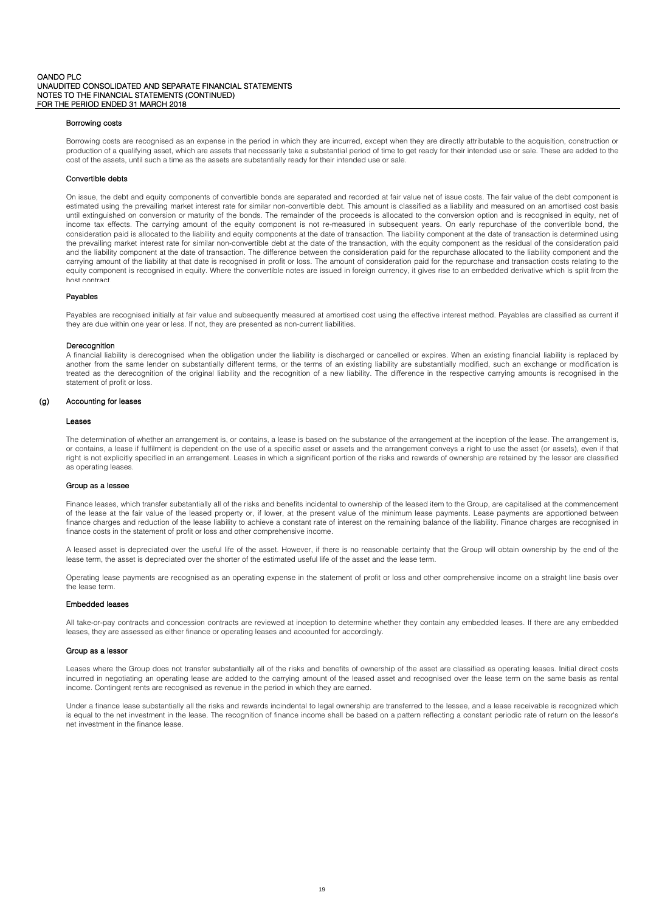### Borrowing costs

Borrowing costs are recognised as an expense in the period in which they are incurred, except when they are directly attributable to the acquisition, construction or production of a qualifying asset, which are assets that necessarily take a substantial period of time to get ready for their intended use or sale. These are added to the cost of the assets, until such a time as the assets are substantially ready for their intended use or sale.

### Convertible debts

On issue, the debt and equity components of convertible bonds are separated and recorded at fair value net of issue costs. The fair value of the debt component is estimated using the prevailing market interest rate for similar non-convertible debt. This amount is classified as a liability and measured on an amortised cost basis until extinguished on conversion or maturity of the bonds. The remainder of the proceeds is allocated to the conversion option and is recognised in equity, net of income tax effects. The carrying amount of the equity component is not re-measured in subsequent years. On early repurchase of the convertible bond, the consideration paid is allocated to the liability and equity components at the date of transaction. The liability component at the date of transaction is determined using the prevailing market interest rate for similar non-convertible debt at the date of the transaction, with the equity component as the residual of the consideration paid and the liability component at the date of transaction. The difference between the consideration paid for the repurchase allocated to the liability component and the carrying amount of the liability at that date is recognised in profit or loss. The amount of consideration paid for the repurchase and transaction costs relating to the equity component is recognised in equity. Where the convertible notes are issued in foreign currency, it gives rise to an embedded derivative which is split from the host contract

### Payables

Payables are recognised initially at fair value and subsequently measured at amortised cost using the effective interest method. Payables are classified as current if they are due within one year or less. If not, they are presented as non-current liabilities.

### Derecognition

A financial liability is derecognised when the obligation under the liability is discharged or cancelled or expires. When an existing financial liability is replaced by another from the same lender on substantially different terms, or the terms of an existing liability are substantially modified, such an exchange or modification is treated as the derecognition of the original liability and the recognition of a new liability. The difference in the respective carrying amounts is recognised in the statement of profit or loss.

## (g) Accounting for leases

### Leases

The determination of whether an arrangement is, or contains, a lease is based on the substance of the arrangement at the inception of the lease. The arrangement is, or contains, a lease if fulfilment is dependent on the use of a specific asset or assets and the arrangement conveys a right to use the asset (or assets), even if that right is not explicitly specified in an arrangement. Leases in which a significant portion of the risks and rewards of ownership are retained by the lessor are classified as operating leases.

### Group as a lessee

Finance leases, which transfer substantially all of the risks and benefits incidental to ownership of the leased item to the Group, are capitalised at the commencement of the lease at the fair value of the leased property or, if lower, at the present value of the minimum lease payments. Lease payments are apportioned between finance charges and reduction of the lease liability to achieve a constant rate of interest on the remaining balance of the liability. Finance charges are recognised in finance costs in the statement of profit or loss and other comprehensive income.

A leased asset is depreciated over the useful life of the asset. However, if there is no reasonable certainty that the Group will obtain ownership by the end of the lease term, the asset is depreciated over the shorter of the estimated useful life of the asset and the lease term.

Operating lease payments are recognised as an operating expense in the statement of profit or loss and other comprehensive income on a straight line basis over the lease term.

### Embedded leases

All take-or-pay contracts and concession contracts are reviewed at inception to determine whether they contain any embedded leases. If there are any embedded leases, they are assessed as either finance or operating leases and accounted for accordingly.

### Group as a lessor

Leases where the Group does not transfer substantially all of the risks and benefits of ownership of the asset are classified as operating leases. Initial direct costs incurred in negotiating an operating lease are added to the carrying amount of the leased asset and recognised over the lease term on the same basis as rental income. Contingent rents are recognised as revenue in the period in which they are earned.

Under a finance lease substantially all the risks and rewards incindental to legal ownership are transferred to the lessee, and a lease receivable is recognized which is equal to the net investment in the lease. The recognition of finance income shall be based on a pattern reflecting a constant periodic rate of return on the lessor's net investment in the finance lease.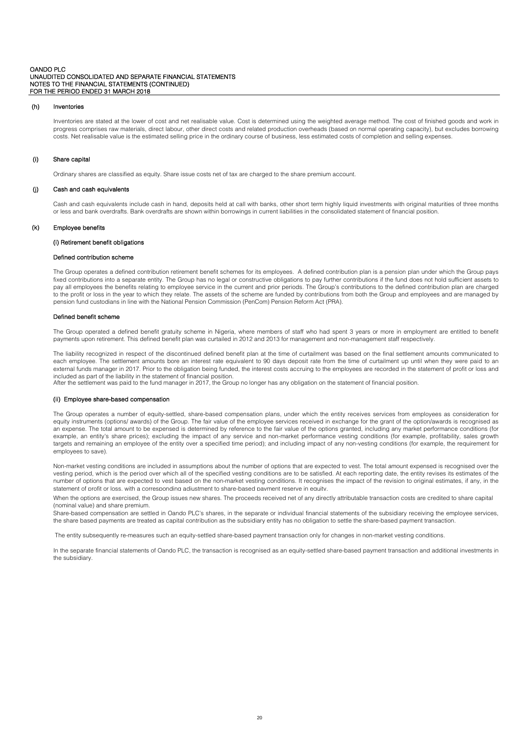### (h) Inventories

Inventories are stated at the lower of cost and net realisable value. Cost is determined using the weighted average method. The cost of finished goods and work in progress comprises raw materials, direct labour, other direct costs and related production overheads (based on normal operating capacity), but excludes borrowing costs. Net realisable value is the estimated selling price in the ordinary course of business, less estimated costs of completion and selling expenses.

### (i) Share capital

Ordinary shares are classified as equity. Share issue costs net of tax are charged to the share premium account.

### (j) Cash and cash equivalents

Cash and cash equivalents include cash in hand, deposits held at call with banks, other short term highly liquid investments with original maturities of three months or less and bank overdrafts. Bank overdrafts are shown within borrowings in current liabilities in the consolidated statement of financial position.

### (k) Employee benefits

#### (i) Retirement benefit obligations

**Defined contribution scheme**

The Group operates a defined contribution retirement benefit schemes for its employees. A defined contribution plan is a pension plan under which the Group pays fixed contributions into a separate entity. The Group has no legal or constructive obligations to pay further contributions if the fund does not hold sufficient assets to pay all employees the benefits relating to employee service in the current and prior periods. The Group's contributions to the defined contribution plan are charged to the profit or loss in the year to which they relate. The assets of the scheme are funded by contributions from both the Group and employees and are managed by pension fund custodians in line with the National Pension Commission (PenCom) Pension Reform Act (PRA).

**Defined benefit scheme**

The Group operated a defined benefit gratuity scheme in Nigeria, where members of staff who had spent 3 years or more in employment are entitled to benefit payments upon retirement. This defined benefit plan was curtailed in 2012 and 2013 for management and non-management staff respectively.

The liability recognized in respect of the discontinued defined benefit plan at the time of curtailment was based on the final settlement amounts communicated to each employee. The settlement amounts bore an interest rate equivalent to 90 days deposit rate from the time of curtailment up until when they were paid to an external funds manager in 2017. Prior to the obligation being funded, the interest costs accruing to the employees are recorded in the statement of profit or loss and included as part of the liability in the statement of financial position.
After the settlement was paid to the fund manager in 2017, the Group no longer has any obligation on the statement of financial position.

#### (ii) Employee share-based compensation

The Group operates a number of equity-settled, share-based compensation plans, under which the entity receives services from employees as consideration for equity instruments (options/ awards) of the Group. The fair value of the employee services received in exchange for the grant of the option/awards is recognised as an expense. The total amount to be expensed is determined by reference to the fair value of the options granted, including any market performance conditions (for example, an entity's share prices); excluding the impact of any service and non-market performance vesting conditions (for example, profitability, sales growth targets and remaining an employee of the entity over a specified time period); and including impact of any non-vesting conditions (for example, the requirement for employees to save).

Non-market vesting conditions are included in assumptions about the number of options that are expected to vest. The total amount expensed is recognised over the vesting period, which is the period over which all of the specified vesting conditions are to be satisfied. At each reporting date, the entity revises its estimates of the number of options that are expected to vest based on the non-market vesting conditions. It recognises the impact of the revision to original estimates, if any, in the statement of profit or loss, with a corresponding adjustment to share-based payment reserve in equity.

When the options are exercised, the Group issues new shares. The proceeds received net of any directly attributable transaction costs are credited to share capital (nominal value) and share premium.
Share-based compensation are settled in Oando PLC's shares, in the separate or individual financial statements of the subsidiary receiving the employee services, the share based payments are treated as capital contribution as the subsidiary entity has no obligation to settle the share-based payment transaction.

The entity subsequently re-measures such an equity-settled share-based payment transaction only for changes in non-market vesting conditions.

In the separate financial statements of Oando PLC, the transaction is recognised as an equity-settled share-based payment transaction and additional investments in the subsidiary.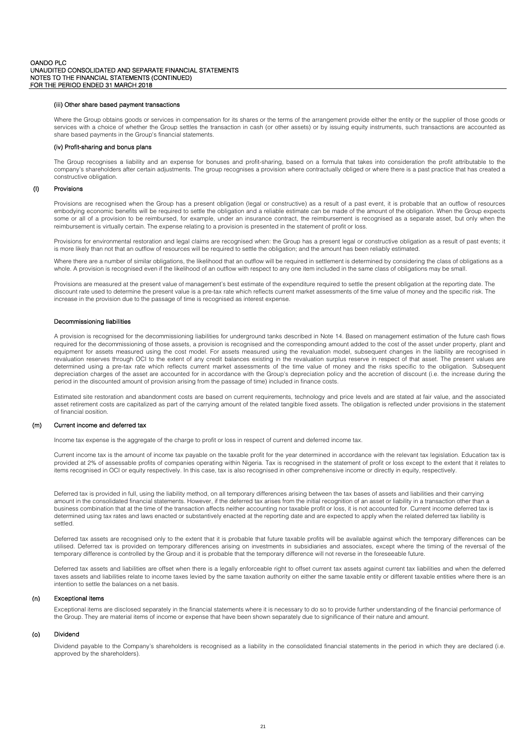#### (iii) Other share based payment transactions

Where the Group obtains goods or services in compensation for its shares or the terms of the arrangement provide either the entity or the supplier of those goods or services with a choice of whether the Group settles the transaction in cash (or other assets) or by issuing equity instruments, such transactions are accounted as share based payments in the Group's financial statements.

#### (iv) Profit-sharing and bonus plans

The Group recognises a liability and an expense for bonuses and profit-sharing, based on a formula that takes into consideration the profit attributable to the company's shareholders after certain adjustments. The group recognises a provision where contractually obliged or where there is a past practice that has created a constructive obligation.

### (l) Provisions

Provisions are recognised when the Group has a present obligation (legal or constructive) as a result of a past event, it is probable that an outflow of resources embodying economic benefits will be required to settle the obligation and a reliable estimate can be made of the amount of the obligation. When the Group expects some or all of a provision to be reimbursed, for example, under an insurance contract, the reimbursement is recognised as a separate asset, but only when the reimbursement is virtually certain. The expense relating to a provision is presented in the statement of profit or loss.

Provisions for environmental restoration and legal claims are recognised when: the Group has a present legal or constructive obligation as a result of past events; it is more likely than not that an outflow of resources will be required to settle the obligation; and the amount has been reliably estimated.

Where there are a number of similar obligations, the likelihood that an outflow will be required in settlement is determined by considering the class of obligations as a whole. A provision is recognised even if the likelihood of an outflow with respect to any one item included in the same class of obligations may be small.

Provisions are measured at the present value of management's best estimate of the expenditure required to settle the present obligation at the reporting date. The discount rate used to determine the present value is a pre-tax rate which reflects current market assessments of the time value of money and the specific risk. The increase in the provision due to the passage of time is recognised as interest expense.

#### Decommissioning liabilities

A provision is recognised for the decommissioning liabilities for underground tanks described in Note 14. Based on management estimation of the future cash flows required for the decommissioning of those assets, a provision is recognised and the corresponding amount added to the cost of the asset under property, plant and equipment for assets measured using the cost model. For assets measured using the revaluation model, subsequent changes in the liability are recognised in revaluation reserves through OCI to the extent of any credit balances existing in the revaluation surplus reserve in respect of that asset. The present values are determined using a pre-tax rate which reflects current market assessments of the time value of money and the risks specific to the obligation. Subsequent depreciation charges of the asset are accounted for in accordance with the Group's depreciation policy and the accretion of discount (i.e. the increase during the period in the discounted amount of provision arising from the passage of time) included in finance costs.

Estimated site restoration and abandonment costs are based on current requirements, technology and price levels and are stated at fair value, and the associated asset retirement costs are capitalized as part of the carrying amount of the related tangible fixed assets. The obligation is reflected under provisions in the statement of financial position.

### (m) Current income and deferred tax

Income tax expense is the aggregate of the charge to profit or loss in respect of current and deferred income tax.

Current income tax is the amount of income tax payable on the taxable profit for the year determined in accordance with the relevant tax legislation. Education tax is provided at 2% of assessable profits of companies operating within Nigeria. Tax is recognised in the statement of profit or loss except to the extent that it relates to items recognised in OCI or equity respectively. In this case, tax is also recognised in other comprehensive income or directly in equity, respectively.

Deferred tax is provided in full, using the liability method, on all temporary differences arising between the tax bases of assets and liabilities and their carrying amount in the consolidated financial statements. However, if the deferred tax arises from the initial recognition of an asset or liability in a transaction other than a business combination that at the time of the transaction affects neither accounting nor taxable profit or loss, it is not accounted for. Current income deferred tax is determined using tax rates and laws enacted or substantively enacted at the reporting date and are expected to apply when the related deferred tax liability is settled.

Deferred tax assets are recognised only to the extent that it is probable that future taxable profits will be available against which the temporary differences can be utilised. Deferred tax is provided on temporary differences arising on investments in subsidiaries and associates, except where the timing of the reversal of the temporary difference is controlled by the Group and it is probable that the temporary difference will not reverse in the foreseeable future.

Deferred tax assets and liabilities are offset when there is a legally enforceable right to offset current tax assets against current tax liabilities and when the deferred taxes assets and liabilities relate to income taxes levied by the same taxation authority on either the same taxable entity or different taxable entities where there is an intention to settle the balances on a net basis.

### (n) Exceptional items

Exceptional items are disclosed separately in the financial statements where it is necessary to do so to provide further understanding of the financial performance of the Group. They are material items of income or expense that have been shown separately due to significance of their nature and amount.

### (o) Dividend

Dividend payable to the Company's shareholders is recognised as a liability in the consolidated financial statements in the period in which they are declared (i.e. approved by the shareholders).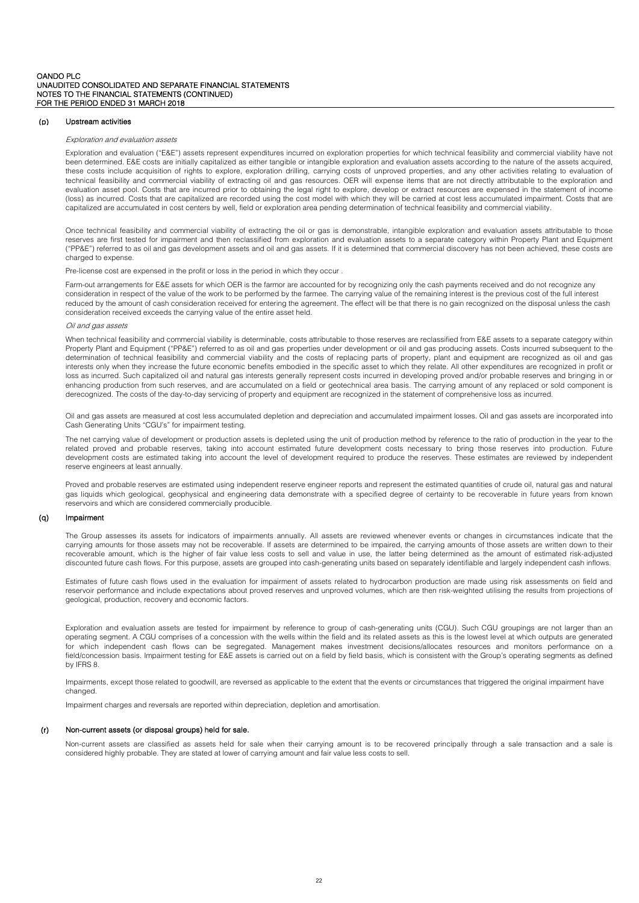## (p) Upstream activities

*Exploration and evaluation assets*

Exploration and evaluation ("E&E") assets represent expenditures incurred on exploration properties for which technical feasibility and commercial viability have not been determined. E&E costs are initially capitalized as either tangible or intangible exploration and evaluation assets according to the nature of the assets acquired, these costs include acquisition of rights to explore, exploration drilling, carrying costs of unproved properties, and any other activities relating to evaluation of technical feasibility and commercial viability of extracting oil and gas resources. OER will expense items that are not directly attributable to the exploration and evaluation asset pool. Costs that are incurred prior to obtaining the legal right to explore, develop or extract resources are expensed in the statement of income (loss) as incurred. Costs that are capitalized are recorded using the cost model with which they will be carried at cost less accumulated impairment. Costs that are capitalized are accumulated in cost centers by well, field or exploration area pending determination of technical feasibility and commercial viability.

Once technical feasibility and commercial viability of extracting the oil or gas is demonstrable, intangible exploration and evaluation assets attributable to those reserves are first tested for impairment and then reclassified from exploration and evaluation assets to a separate category within Property Plant and Equipment ("PP&E") referred to as oil and gas development assets and oil and gas assets. If it is determined that commercial discovery has not been achieved, these costs are charged to expense.

Pre-license cost are expensed in the profit or loss in the period in which they occur .

Farm-out arrangements for E&E assets for which OER is the farmor are accounted for by recognizing only the cash payments received and do not recognize any consideration in respect of the value of the work to be performed by the farmee. The carrying value of the remaining interest is the previous cost of the full interest reduced by the amount of cash consideration received for entering the agreement. The effect will be that there is no gain recognized on the disposal unless the cash consideration received exceeds the carrying value of the entire asset held.

*Oil and gas assets*

When technical feasibility and commercial viability is determinable, costs attributable to those reserves are reclassified from E&E assets to a separate category within Property Plant and Equipment ("PP&E") referred to as oil and gas properties under development or oil and gas producing assets. Costs incurred subsequent to the determination of technical feasibility and commercial viability and the costs of replacing parts of property, plant and equipment are recognized as oil and gas interests only when they increase the future economic benefits embodied in the specific asset to which they relate. All other expenditures are recognized in profit or loss as incurred. Such capitalized oil and natural gas interests generally represent costs incurred in developing proved and/or probable reserves and bringing in or enhancing production from such reserves, and are accumulated on a field or geotechnical area basis. The carrying amount of any replaced or sold component is derecognized. The costs of the day-to-day servicing of property and equipment are recognized in the statement of comprehensive loss as incurred.

Oil and gas assets are measured at cost less accumulated depletion and depreciation and accumulated impairment losses. Oil and gas assets are incorporated into Cash Generating Units "CGU's" for impairment testing.

The net carrying value of development or production assets is depleted using the unit of production method by reference to the ratio of production in the year to the related proved and probable reserves, taking into account estimated future development costs necessary to bring those reserves into production. Future development costs are estimated taking into account the level of development required to produce the reserves. These estimates are reviewed by independent reserve engineers at least annually.

Proved and probable reserves are estimated using independent reserve engineer reports and represent the estimated quantities of crude oil, natural gas and natural gas liquids which geological, geophysical and engineering data demonstrate with a specified degree of certainty to be recoverable in future years from known reservoirs and which are considered commercially producible.

## (q) Impairment

The Group assesses its assets for indicators of impairments annually. All assets are reviewed whenever events or changes in circumstances indicate that the carrying amounts for those assets may not be recoverable. If assets are determined to be impaired, the carrying amounts of those assets are written down to their recoverable amount, which is the higher of fair value less costs to sell and value in use, the latter being determined as the amount of estimated risk-adjusted discounted future cash flows. For this purpose, assets are grouped into cash-generating units based on separately identifiable and largely independent cash inflows.

Estimates of future cash flows used in the evaluation for impairment of assets related to hydrocarbon production are made using risk assessments on field and reservoir performance and include expectations about proved reserves and unproved volumes, which are then risk-weighted utilising the results from projections of geological, production, recovery and economic factors.

Exploration and evaluation assets are tested for impairment by reference to group of cash-generating units (CGU). Such CGU groupings are not larger than an operating segment. A CGU comprises of a concession with the wells within the field and its related assets as this is the lowest level at which outputs are generated for which independent cash flows can be segregated. Management makes investment decisions/allocates resources and monitors performance on a field/concession basis. Impairment testing for E&E assets is carried out on a field by field basis, which is consistent with the Group's operating segments as defined by IFRS 8.

Impairments, except those related to goodwill, are reversed as applicable to the extent that the events or circumstances that triggered the original impairment have changed.

Impairment charges and reversals are reported within depreciation, depletion and amortisation.

## (r) Non-current assets (or disposal groups) held for sale.

Non-current assets are classified as assets held for sale when their carrying amount is to be recovered principally through a sale transaction and a sale is considered highly probable. They are stated at lower of carrying amount and fair value less costs to sell.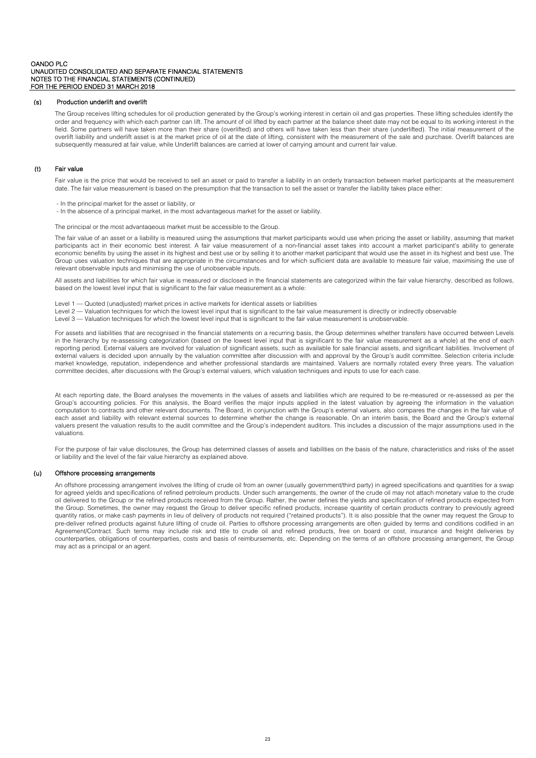### (s) Production underlift and overlift

The Group receives lifting schedules for oil production generated by the Group's working interest in certain oil and gas properties. These lifting schedules identify the order and frequency with which each partner can lift. The amount of oil lifted by each partner at the balance sheet date may not be equal to its working interest in the field. Some partners will have taken more than their share (overlifted) and others will have taken less than their share (underlifted). The initial measurement of the overlift liability and underlift asset is at the market price of oil at the date of lifting, consistent with the measurement of the sale and purchase. Overlift balances are subsequently measured at fair value, while Underlift balances are carried at lower of carrying amount and current fair value.

### (t) Fair value

Fair value is the price that would be received to sell an asset or paid to transfer a liability in an orderly transaction between market participants at the measurement date. The fair value measurement is based on the presumption that the transaction to sell the asset or transfer the liability takes place either:

- In the principal market for the asset or liability, or
- In the absence of a principal market, in the most advantageous market for the asset or liability.

The principal or the most advantageous market must be accessible to the Group.

The fair value of an asset or a liability is measured using the assumptions that market participants would use when pricing the asset or liability, assuming that market participants act in their economic best interest. A fair value measurement of a non-financial asset takes into account a market participant's ability to generate economic benefits by using the asset in its highest and best use or by selling it to another market participant that would use the asset in its highest and best use. The Group uses valuation techniques that are appropriate in the circumstances and for which sufficient data are available to measure fair value, maximising the use of relevant observable inputs and minimising the use of unobservable inputs.

All assets and liabilities for which fair value is measured or disclosed in the financial statements are categorized within the fair value hierarchy, described as follows, based on the lowest level input that is significant to the fair value measurement as a whole:

Level 1 — Quoted (unadjusted) market prices in active markets for identical assets or liabilities
Level 2 — Valuation techniques for which the lowest level input that is significant to the fair value measurement is directly or indirectly observable
Level 3 — Valuation techniques for which the lowest level input that is significant to the fair value measurement is unobservable.

For assets and liabilities that are recognised in the financial statements on a recurring basis, the Group determines whether transfers have occurred between Levels in the hierarchy by re-assessing categorization (based on the lowest level input that is significant to the fair value measurement as a whole) at the end of each reporting period. External valuers are involved for valuation of significant assets, such as available for sale financial assets, and significant liabilities. Involvement of external valuers is decided upon annually by the valuation committee after discussion with and approval by the Group's audit committee. Selection criteria include market knowledge, reputation, independence and whether professional standards are maintained. Valuers are normally rotated every three years. The valuation committee decides, after discussions with the Group's external valuers, which valuation techniques and inputs to use for each case.

At each reporting date, the Board analyses the movements in the values of assets and liabilities which are required to be re-measured or re-assessed as per the Group's accounting policies. For this analysis, the Board verifies the major inputs applied in the latest valuation by agreeing the information in the valuation computation to contracts and other relevant documents. The Board, in conjunction with the Group's external valuers, also compares the changes in the fair value of each asset and liability with relevant external sources to determine whether the change is reasonable. On an interim basis, the Board and the Group's external valuers present the valuation results to the audit committee and the Group's independent auditors. This includes a discussion of the major assumptions used in the valuations.

For the purpose of fair value disclosures, the Group has determined classes of assets and liabilities on the basis of the nature, characteristics and risks of the asset or liability and the level of the fair value hierarchy as explained above.

### (u) Offshore processing arrangements

An offshore processing arrangement involves the lifting of crude oil from an owner (usually government/third party) in agreed specifications and quantities for a swap for agreed yields and specifications of refined petroleum products. Under such arrangements, the owner of the crude oil may not attach monetary value to the crude oil delivered to the Group or the refined products received from the Group. Rather, the owner defines the yields and specification of refined products expected from the Group. Sometimes, the owner may request the Group to deliver specific refined products, increase quantity of certain products contrary to previously agreed quantity ratios, or make cash payments in lieu of delivery of products not required ("retained products"). It is also possible that the owner may request the Group to pre-deliver refined products against future lifting of crude oil. Parties to offshore processing arrangements are often guided by terms and conditions codified in an Agreement/Contract. Such terms may include risk and title to crude oil and refined products, free on board or cost, insurance and freight deliveries by counterparties, obligations of counterparties, costs and basis of reimbursements, etc. Depending on the terms of an offshore processing arrangement, the Group may act as a principal or an agent.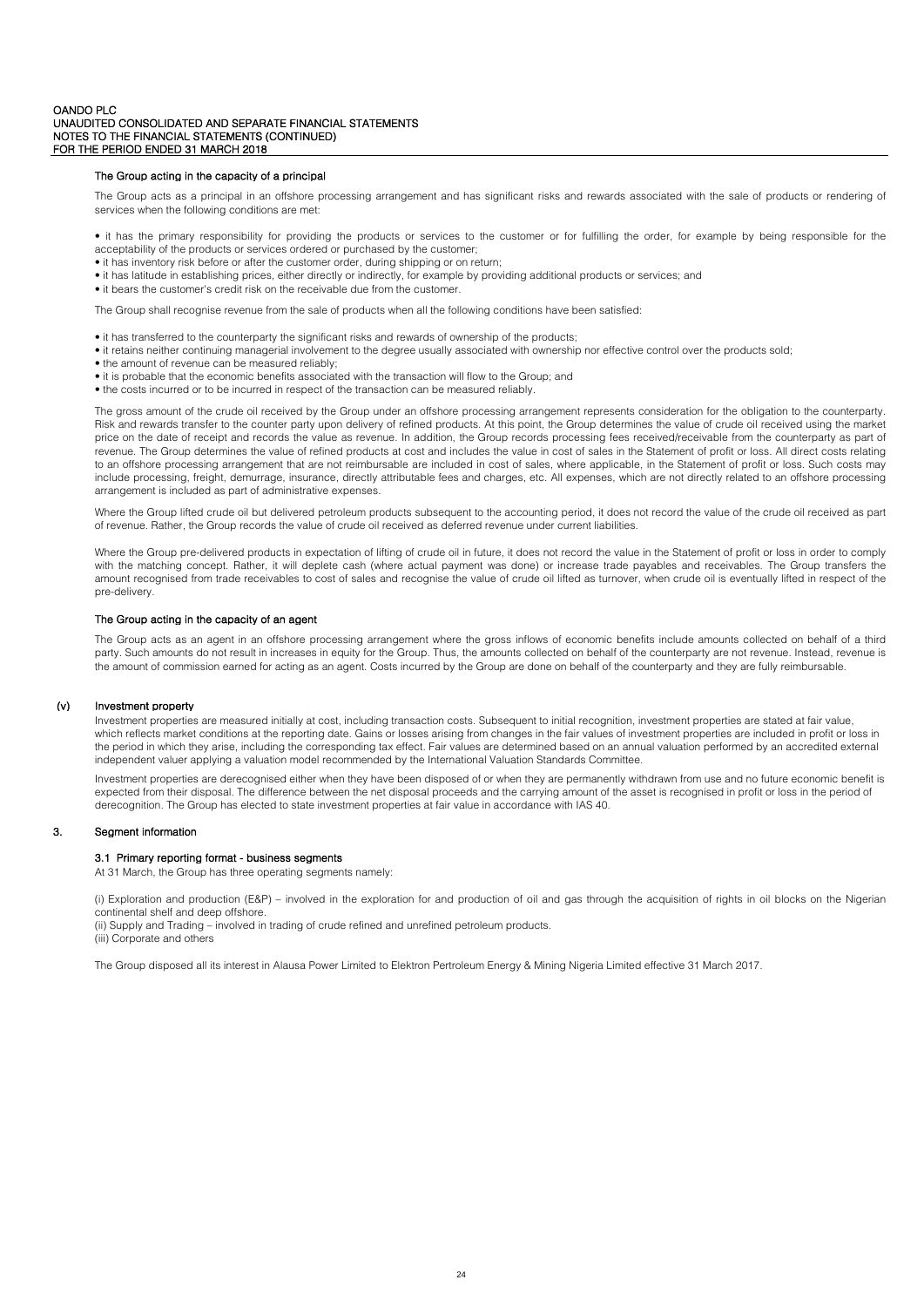#### The Group acting in the capacity of a principal

The Group acts as a principal in an offshore processing arrangement and has significant risks and rewards associated with the sale of products or rendering of services when the following conditions are met:

- it has the primary responsibility for providing the products or services to the customer or for fulfilling the order, for example by being responsible for the acceptability of the products or services ordered or purchased by the customer;
- it has inventory risk before or after the customer order, during shipping or on return;
- it has latitude in establishing prices, either directly or indirectly, for example by providing additional products or services; and
- it bears the customer's credit risk on the receivable due from the customer.

The Group shall recognise revenue from the sale of products when all the following conditions have been satisfied:

- it has transferred to the counterparty the significant risks and rewards of ownership of the products;
- it retains neither continuing managerial involvement to the degree usually associated with ownership nor effective control over the products sold;
- the amount of revenue can be measured reliably;
- it is probable that the economic benefits associated with the transaction will flow to the Group; and
- the costs incurred or to be incurred in respect of the transaction can be measured reliably.

The gross amount of the crude oil received by the Group under an offshore processing arrangement represents consideration for the obligation to the counterparty. Risk and rewards transfer to the counter party upon delivery of refined products. At this point, the Group determines the value of crude oil received using the market price on the date of receipt and records the value as revenue. In addition, the Group records processing fees received/receivable from the counterparty as part of revenue. The Group determines the value of refined products at cost and includes the value in cost of sales in the Statement of profit or loss. All direct costs relating to an offshore processing arrangement that are not reimbursable are included in cost of sales, where applicable, in the Statement of profit or loss. Such costs may include processing, freight, demurrage, insurance, directly attributable fees and charges, etc. All expenses, which are not directly related to an offshore processing arrangement is included as part of administrative expenses.

Where the Group lifted crude oil but delivered petroleum products subsequent to the accounting period, it does not record the value of the crude oil received as part of revenue. Rather, the Group records the value of crude oil received as deferred revenue under current liabilities.

Where the Group pre-delivered products in expectation of lifting of crude oil in future, it does not record the value in the Statement of profit or loss in order to comply with the matching concept. Rather, it will deplete cash (where actual payment was done) or increase trade payables and receivables. The Group transfers the amount recognised from trade receivables to cost of sales and recognise the value of crude oil lifted as turnover, when crude oil is eventually lifted in respect of the pre-delivery.

#### The Group acting in the capacity of an agent

The Group acts as an agent in an offshore processing arrangement where the gross inflows of economic benefits include amounts collected on behalf of a third party. Such amounts do not result in increases in equity for the Group. Thus, the amounts collected on behalf of the counterparty are not revenue. Instead, revenue is the amount of commission earned for acting as an agent. Costs incurred by the Group are done on behalf of the counterparty and they are fully reimbursable.

### (v) Investment property

Investment properties are measured initially at cost, including transaction costs. Subsequent to initial recognition, investment properties are stated at fair value, which reflects market conditions at the reporting date. Gains or losses arising from changes in the fair values of investment properties are included in profit or loss in the period in which they arise, including the corresponding tax effect. Fair values are determined based on an annual valuation performed by an accredited external independent valuer applying a valuation model recommended by the International Valuation Standards Committee.

Investment properties are derecognised either when they have been disposed of or when they are permanently withdrawn from use and no future economic benefit is expected from their disposal. The difference between the net disposal proceeds and the carrying amount of the asset is recognised in profit or loss in the period of derecognition. The Group has elected to state investment properties at fair value in accordance with IAS 40.

## 3. Segment information

### 3.1 Primary reporting format - business segments

At 31 March, the Group has three operating segments namely:

(i) Exploration and production (E&P) – involved in the exploration for and production of oil and gas through the acquisition of rights in oil blocks on the Nigerian continental shelf and deep offshore.
(ii) Supply and Trading – involved in trading of crude refined and unrefined petroleum products.
(iii) Corporate and others

The Group disposed all its interest in Alausa Power Limited to Elektron Pertroleum Energy & Mining Nigeria Limited effective 31 March 2017.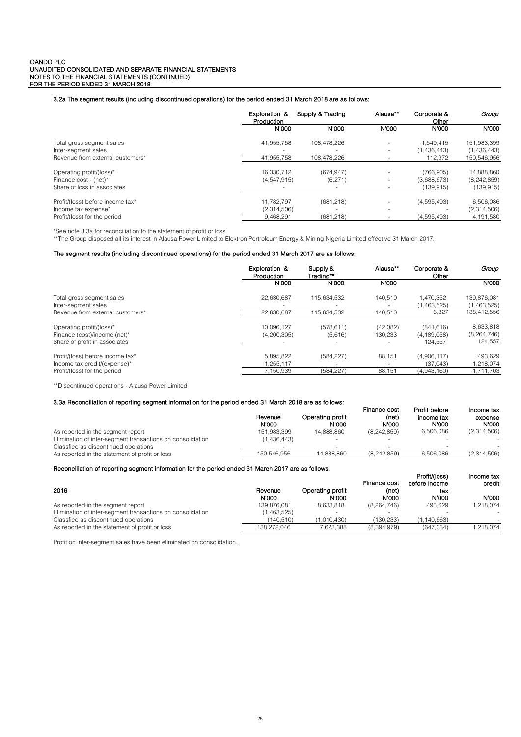OANDO PLC
UNAUDITED CONSOLIDATED AND SEPARATE FINANCIAL STATEMENTS
NOTES TO THE FINANCIAL STATEMENTS (CONTINUED)
FOR THE PERIOD ENDED 31 MARCH 2018

### 3.2a The segment results (including discontinued operations) for the period ended 31 March 2018 are as follows:

| | Exploration & Production | Supply & Trading | Alausa** | Corporate & Other | *Group* |
|---|---|---|---|---|---|
| | N'000 | N'000 | N'000 | N'000 | N'000 |
| Total gross segment sales | 41,955,758 | 108,478,226 | - | 1,549,415 | 151,983,399 |
| Inter-segment sales | - | - | - | (1,436,443) | (1,436,443) |
| Revenue from external customers* | 41,955,758 | 108,478,226 | - | 112,972 | 150,546,956 |
| Operating profit/(loss)* | 16,330,712 | (674,947) | - | (766,905) | 14,888,860 |
| Finance cost - (net)* | (4,547,915) | (6,271) | - | (3,688,673) | (8,242,859) |
| Share of loss in associates | - | - | - | (139,915) | (139,915) |
| Profit/(loss) before income tax* | 11,782,797 | (681,218) | - | (4,595,493) | 6,506,086 |
| Income tax expense* | (2,314,506) | - | - | - | (2,314,506) |
| Profit/(loss) for the period | 9,468,291 | (681,218) | - | (4,595,493) | 4,191,580 |

*See note 3.3a for reconciliation to the statement of profit or loss
**The Group disposed all its interest in Alausa Power Limited to Elektron Pertroleum Energy & Mining Nigeria Limited effective 31 March 2017.

### The segment results (including discontinued operations) for the period ended 31 March 2017 are as follows:

| | Exploration & Production | Supply & Trading** | Alausa** | Corporate & Other | *Group* |
|---|---|---|---|---|---|
| | N'000 | N'000 | N'000 | | N'000 |
| Total gross segment sales | 22,630,687 | 115,634,532 | 140,510 | 1,470,352 | 139,876,081 |
| Inter-segment sales | - | - | - | (1,463,525) | (1,463,525) |
| Revenue from external customers* | 22,630,687 | 115,634,532 | 140,510 | 6,827 | 138,412,556 |
| Operating profit/(loss)* | 10,096,127 | (578,611) | (42,082) | (841,616) | 8,633,818 |
| Finance (cost)/income (net)* | (4,200,305) | (5,616) | 130,233 | (4,189,058) | (8,264,746) |
| Share of profit in associates | - | - | - | 124,557 | 124,557 |
| Profit/(loss) before income tax* | 5,895,822 | (584,227) | 88,151 | (4,906,117) | 493,629 |
| Income tax credit/(expense)* | 1,255,117 | - | - | (37,043) | 1,218,074 |
| Profit/(loss) for the period | 7,150,939 | (584,227) | 88,151 | (4,943,160) | 1,711,703 |

**Discontinued operations - Alausa Power Limited

### 3.3a Reconciliation of reporting segment information for the period ended 31 March 2018 are as follows:

| | Revenue | Operating profit | Finance cost (net) | Profit before income tax | Income tax expense |
|---|---|---|---|---|---|
| | N'000 | N'000 | N'000 | N'000 | N'000 |
| As reported in the segment report | 151,983,399 | 14,888,860 | (8,242,859) | 6,506,086 | (2,314,506) |
| Elimination of inter-segment transactions on consolidation | (1,436,443) | - | - | - | - |
| Classfied as discontinued operations | - | - | - | - | - |
| As reported in the statement of profit or loss | 150,546,956 | 14,888,860 | (8,242,859) | 6,506,086 | (2,314,506) |

### Reconciliation of reporting segment information for the period ended 31 March 2017 are as follows:

| 2016 | Revenue | Operating profit | Finance cost (net) | Profit/(loss) before income tax | Income tax credit |
|---|---|---|---|---|---|
| | N'000 | N'000 | N'000 | N'000 | N'000 |
| As reported in the segment report | 139,876,081 | 8,633,818 | (8,264,746) | 493,629 | 1,218,074 |
| Elimination of inter-segment transactions on consolidation | (1,463,525) | - | - | - | - |
| Classfied as discontinued operations | (140,510) | (1,010,430) | (130,233) | (1,140,663) | - |
| As reported in the statement of profit or loss | 138,272,046 | 7,623,388 | (8,394,979) | (647,034) | 1,218,074 |

Profit on inter-segment sales have been eliminated on consolidation.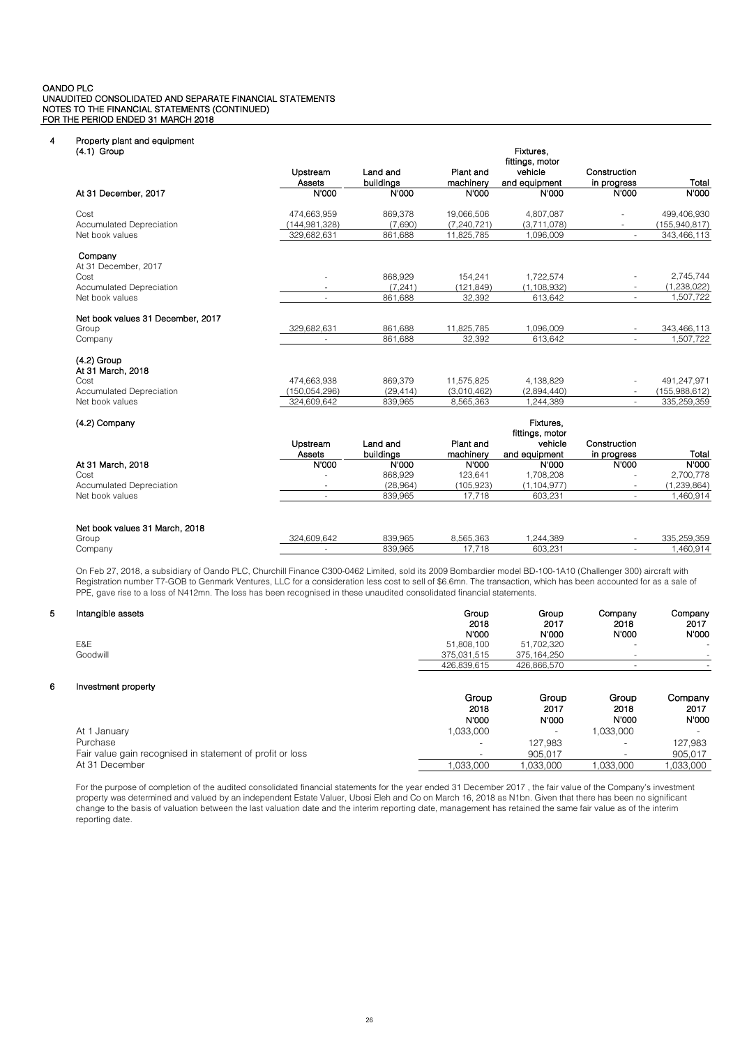## 4 Property plant and equipment

### (4.1) Group

| At 31 December, 2017 | Upstream Assets N'000 | Land and buildings N'000 | Plant and machinery N'000 | Fixtures, fittings, motor vehicle and equipment N'000 | Construction in progress N'000 | Total N'000 |
|---|---|---|---|---|---|---|
| Cost | 474,663,959 | 869,378 | 19,066,506 | 4,807,087 | - | 499,406,930 |
| Accumulated Depreciation | (144,981,328) | (7,690) | (7,240,721) | (3,711,078) | - | (155,940,817) |
| Net book values | 329,682,631 | 861,688 | 11,825,785 | 1,096,009 | - | 343,466,113 |

**Company**

| At 31 December, 2017 | Upstream Assets N'000 | Land and buildings N'000 | Plant and machinery N'000 | Fixtures, fittings, motor vehicle and equipment N'000 | Construction in progress N'000 | Total N'000 |
|---|---|---|---|---|---|---|
| Cost | - | 868,929 | 154,241 | 1,722,574 | - | 2,745,744 |
| Accumulated Depreciation | - | (7,241) | (121,849) | (1,108,932) | - | (1,238,022) |
| Net book values | - | 861,688 | 32,392 | 613,642 | - | 1,507,722 |

**Net book values 31 December, 2017**

| | Upstream Assets N'000 | Land and buildings N'000 | Plant and machinery N'000 | Fixtures, fittings, motor vehicle and equipment N'000 | Construction in progress N'000 | Total N'000 |
|---|---|---|---|---|---|---|
| Group | 329,682,631 | 861,688 | 11,825,785 | 1,096,009 | - | 343,466,113 |
| Company | - | 861,688 | 32,392 | 613,642 | - | 1,507,722 |

### (4.2) Group

| At 31 March, 2018 | Upstream Assets N'000 | Land and buildings N'000 | Plant and machinery N'000 | Fixtures, fittings, motor vehicle and equipment N'000 | Construction in progress N'000 | Total N'000 |
|---|---|---|---|---|---|---|
| Cost | 474,663,938 | 869,379 | 11,575,825 | 4,138,829 | - | 491,247,971 |
| Accumulated Depreciation | (150,054,296) | (29,414) | (3,010,462) | (2,894,440) | - | (155,988,612) |
| Net book values | 324,609,642 | 839,965 | 8,565,363 | 1,244,389 | - | 335,259,359 |

### (4.2) Company

| At 31 March, 2018 | Upstream Assets N'000 | Land and buildings N'000 | Plant and machinery N'000 | Fixtures, fittings, motor vehicle and equipment N'000 | Construction in progress N'000 | Total N'000 |
|---|---|---|---|---|---|---|
| Cost | - | 868,929 | 123,641 | 1,708,208 | - | 2,700,778 |
| Accumulated Depreciation | - | (28,964) | (105,923) | (1,104,977) | - | (1,239,864) |
| Net book values | - | 839,965 | 17,718 | 603,231 | - | 1,460,914 |

**Net book values 31 March, 2018**

| | Upstream Assets N'000 | Land and buildings N'000 | Plant and machinery N'000 | Fixtures, fittings, motor vehicle and equipment N'000 | Construction in progress N'000 | Total N'000 |
|---|---|---|---|---|---|---|
| Group | 324,609,642 | 839,965 | 8,565,363 | 1,244,389 | - | 335,259,359 |
| Company | - | 839,965 | 17,718 | 603,231 | - | 1,460,914 |

On Feb 27, 2018, a subsidiary of Oando PLC, Churchill Finance C300-0462 Limited, sold its 2009 Bombardier model BD-100-1A10 (Challenger 300) aircraft with Registration number T7-GOB to Genmark Ventures, LLC for a consideration less cost to sell of $6.6mn. The transaction, which has been accounted for as a sale of PPE, gave rise to a loss of N412mn. The loss has been recognised in these unaudited consolidated financial statements.

## 5 Intangible assets

| | Group 2018 N'000 | Group 2017 N'000 | Company 2018 N'000 | Company 2017 N'000 |
|---|---|---|---|---|
| E&E | 51,808,100 | 51,702,320 | - | - |
| Goodwill | 375,031,515 | 375,164,250 | - | - |
| | 426,839,615 | 426,866,570 | - | - |

## 6 Investment property

| | Group 2018 N'000 | Group 2017 N'000 | Group 2018 N'000 | Company 2017 N'000 |
|---|---|---|---|---|
| At 1 January | 1,033,000 | - | 1,033,000 | - |
| Purchase | - | 127,983 | - | 127,983 |
| Fair value gain recognised in statement of profit or loss | - | 905,017 | - | 905,017 |
| At 31 December | 1,033,000 | 1,033,000 | 1,033,000 | 1,033,000 |

For the purpose of completion of the audited consolidated financial statements for the year ended 31 December 2017 , the fair value of the Company's investment property was determined and valued by an independent Estate Valuer, Ubosi Eleh and Co on March 16, 2018 as N1bn. Given that there has been no significant change to the basis of valuation between the last valuation date and the interim reporting date, management has retained the same fair value as of the interim reporting date.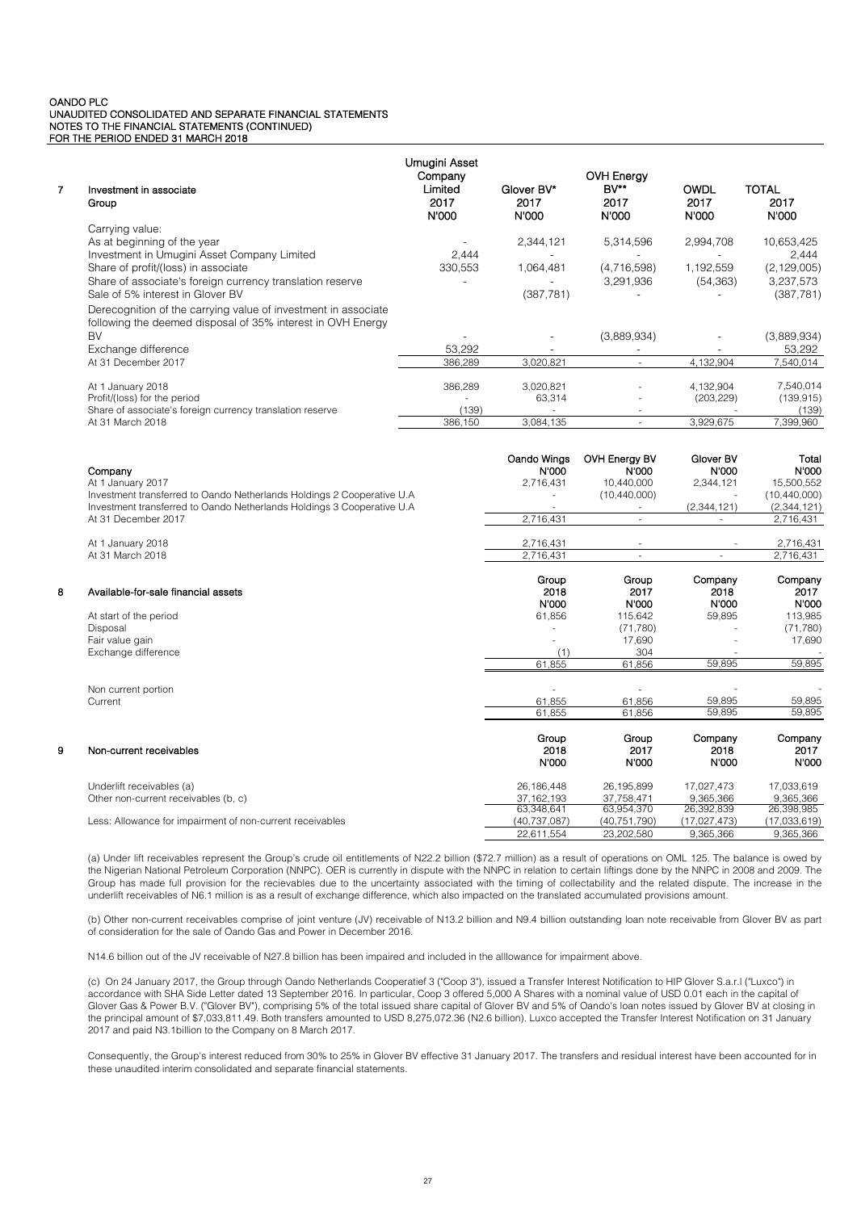OANDO PLC
UNAUDITED CONSOLIDATED AND SEPARATE FINANCIAL STATEMENTS
NOTES TO THE FINANCIAL STATEMENTS (CONTINUED)
FOR THE PERIOD ENDED 31 MARCH 2018

## 7 Investment in associate

| Group | Umugini Asset Company Limited 2017 N'000 | Glover BV* 2017 N'000 | OVH Energy BV** 2017 N'000 | OWDL 2017 N'000 | TOTAL 2017 N'000 |
|---|---|---|---|---|---|
| Carrying value: | | | | | |
| As at beginning of the year | - | 2,344,121 | 5,314,596 | 2,994,708 | 10,653,425 |
| Investment in Umugini Asset Company Limited | 2,444 | - | - | - | 2,444 |
| Share of profit/(loss) in associate | 330,553 | 1,064,481 | (4,716,598) | 1,192,559 | (2,129,005) |
| Share of associate's foreign currency translation reserve | - | - | 3,291,936 | (54,363) | 3,237,573 |
| Sale of 5% interest in Glover BV | | (387,781) | - | - | (387,781) |
| Derecognition of the carrying value of investment in associate following the deemed disposal of 35% interest in OVH Energy BV | - | - | (3,889,934) | - | (3,889,934) |
| Exchange difference | 53,292 | - | - | - | 53,292 |
| At 31 December 2017 | 386,289 | 3,020,821 | - | 4,132,904 | 7,540,014 |
| | | | | | |
| At 1 January 2018 | 386,289 | 3,020,821 | - | 4,132,904 | 7,540,014 |
| Profit/(loss) for the period | - | 63,314 | - | (203,229) | (139,915) |
| Share of associate's foreign currency translation reserve | (139) | - | - | - | (139) |
| At 31 March 2018 | 386,150 | 3,084,135 | - | 3,929,675 | 7,399,960 |

| Company | Oando Wings N'000 | OVH Energy BV N'000 | Glover BV N'000 | Total N'000 |
|---|---|---|---|---|
| At 1 January 2017 | 2,716,431 | 10,440,000 | 2,344,121 | 15,500,552 |
| Investment transferred to Oando Netherlands Holdings 2 Cooperative U.A | - | (10,440,000) | - | (10,440,000) |
| Investment transferred to Oando Netherlands Holdings 3 Cooperative U.A | - | - | (2,344,121) | (2,344,121) |
| At 31 December 2017 | 2,716,431 | - | - | 2,716,431 |
| | | | | |
| At 1 January 2018 | 2,716,431 | - | - | 2,716,431 |
| At 31 March 2018 | 2,716,431 | - | - | 2,716,431 |

## 8 Available-for-sale financial assets

| | Group 2018 N'000 | Group 2017 N'000 | Company 2018 N'000 | Company 2017 N'000 |
|---|---|---|---|---|
| At start of the period | 61,856 | 115,642 | 59,895 | 113,985 |
| Disposal | - | (71,780) | - | (71,780) |
| Fair value gain | - | 17,690 | - | 17,690 |
| Exchange difference | (1) | 304 | - | - |
| | 61,855 | 61,856 | 59,895 | 59,895 |
| | | | | |
| Non current portion | - | - | - | - |
| Current | 61,855 | 61,856 | 59,895 | 59,895 |
| | 61,855 | 61,856 | 59,895 | 59,895 |

## 9 Non-current receivables

| | Group 2018 N'000 | Group 2017 N'000 | Company 2018 N'000 | Company 2017 N'000 |
|---|---|---|---|---|
| Underlift receivables (a) | 26,186,448 | 26,195,899 | 17,027,473 | 17,033,619 |
| Other non-current receivables (b, c) | 37,162,193 | 37,758,471 | 9,365,366 | 9,365,366 |
| | 63,348,641 | 63,954,370 | 26,392,839 | 26,398,985 |
| Less: Allowance for impairment of non-current receivables | (40,737,087) | (40,751,790) | (17,027,473) | (17,033,619) |
| | 22,611,554 | 23,202,580 | 9,365,366 | 9,365,366 |

(a) Under lift receivables represent the Group's crude oil entitlements of N22.2 billion ($72.7 million) as a result of operations on OML 125. The balance is owed by the Nigerian National Petroleum Corporation (NNPC). OER is currently in dispute with the NNPC in relation to certain liftings done by the NNPC in 2008 and 2009. The Group has made full provision for the recievables due to the uncertainty associated with the timing of collectability and the related dispute. The increase in the underlift receivables of N6.1 million is as a result of exchange difference, which also impacted on the translated accumulated provisions amount.

(b) Other non-current receivables comprise of joint venture (JV) receivable of N13.2 billion and N9.4 billion outstanding loan note receivable from Glover BV as part of consideration for the sale of Oando Gas and Power in December 2016.

N14.6 billion out of the JV receivable of N27.8 billion has been impaired and included in the alllowance for impairment above.

(c) On 24 January 2017, the Group through Oando Netherlands Cooperatief 3 ("Coop 3"), issued a Transfer Interest Notification to HIP Glover S.a.r.l ("Luxco") in accordance with SHA Side Letter dated 13 September 2016. In particular, Coop 3 offered 5,000 A Shares with a nominal value of USD 0.01 each in the capital of Glover Gas & Power B.V. ("Glover BV"), comprising 5% of the total issued share capital of Glover BV and 5% of Oando's loan notes issued by Glover BV at closing in the principal amount of $7,033,811.49. Both transfers amounted to USD 8,275,072.36 (N2.6 billion). Luxco accepted the Transfer Interest Notification on 31 January 2017 and paid N3.1billion to the Company on 8 March 2017.

Consequently, the Group's interest reduced from 30% to 25% in Glover BV effective 31 January 2017. The transfers and residual interest have been accounted for in these unaudited interim consolidated and separate financial statements.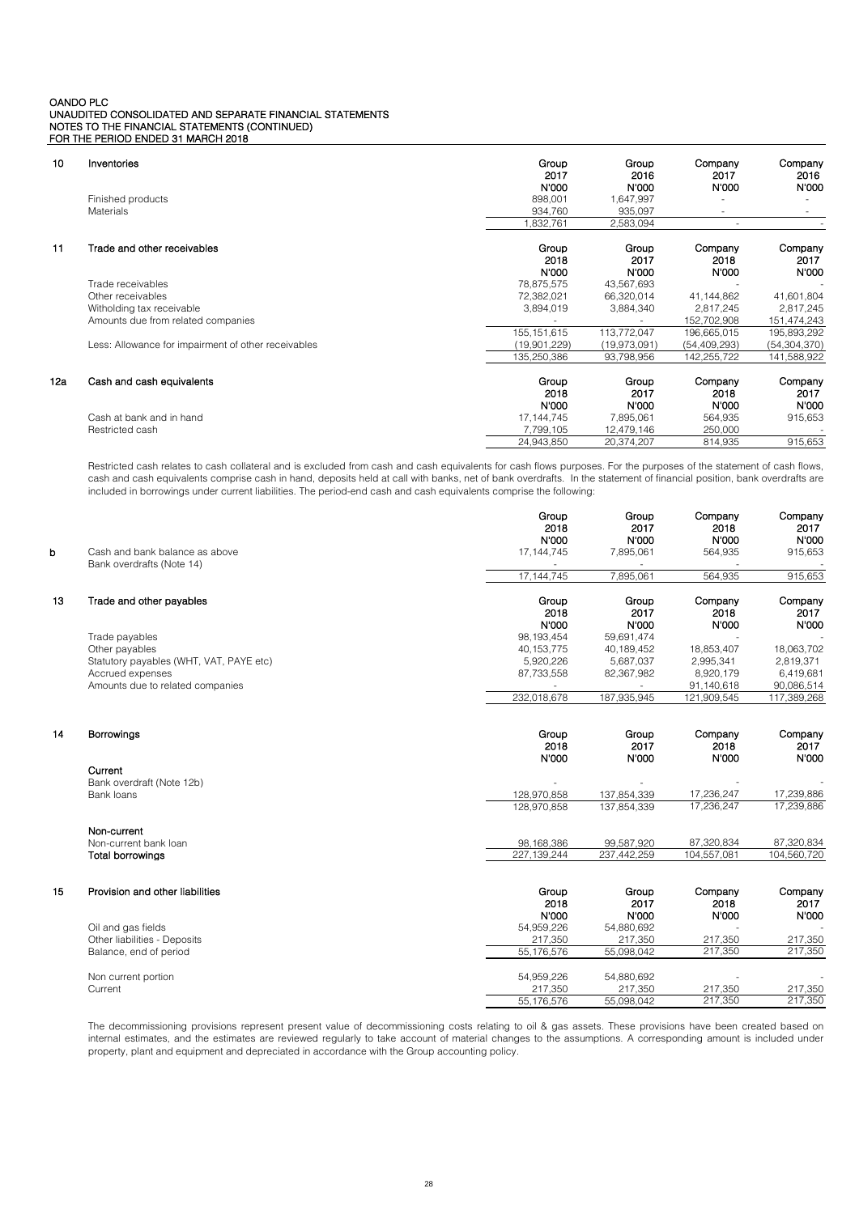OANDO PLC
UNAUDITED CONSOLIDATED AND SEPARATE FINANCIAL STATEMENTS
NOTES TO THE FINANCIAL STATEMENTS (CONTINUED)
FOR THE PERIOD ENDED 31 MARCH 2018

## 10 Inventories

| | Group 2017 N'000 | Group 2016 N'000 | Company 2017 N'000 | Company 2016 N'000 |
|---|---|---|---|---|
| Finished products | 898,001 | 1,647,997 | - | - |
| Materials | 934,760 | 935,097 | - | - |
| | 1,832,761 | 2,583,094 | - | - |

## 11 Trade and other receivables

| | Group 2018 N'000 | Group 2017 N'000 | Company 2018 N'000 | Company 2017 N'000 |
|---|---|---|---|---|
| Trade receivables | 78,875,575 | 43,567,693 | - | - |
| Other receivables | 72,382,021 | 66,320,014 | 41,144,862 | 41,601,804 |
| Witholding tax receivable | 3,894,019 | 3,884,340 | 2,817,245 | 2,817,245 |
| Amounts due from related companies | - | - | 152,702,908 | 151,474,243 |
| | 155,151,615 | 113,772,047 | 196,665,015 | 195,893,292 |
| Less: Allowance for impairment of other receivables | (19,901,229) | (19,973,091) | (54,409,293) | (54,304,370) |
| | 135,250,386 | 93,798,956 | 142,255,722 | 141,588,922 |

## 12a Cash and cash equivalents

| | Group 2018 N'000 | Group 2017 N'000 | Company 2018 N'000 | Company 2017 N'000 |
|---|---|---|---|---|
| Cash at bank and in hand | 17,144,745 | 7,895,061 | 564,935 | 915,653 |
| Restricted cash | 7,799,105 | 12,479,146 | 250,000 | - |
| | 24,943,850 | 20,374,207 | 814,935 | 915,653 |

Restricted cash relates to cash collateral and is excluded from cash and cash equivalents for cash flows purposes. For the purposes of the statement of cash flows, cash and cash equivalents comprise cash in hand, deposits held at call with banks, net of bank overdrafts. In the statement of financial position, bank overdrafts are included in borrowings under current liabilities. The period-end cash and cash equivalents comprise the following:

| b | Group 2018 N'000 | Group 2017 N'000 | Company 2018 N'000 | Company 2017 N'000 |
|---|---|---|---|---|
| Cash and bank balance as above | 17,144,745 | 7,895,061 | 564,935 | 915,653 |
| Bank overdrafts (Note 14) | - | - | - | - |
| | 17,144,745 | 7,895,061 | 564,935 | 915,653 |

## 13 Trade and other payables

| | Group 2018 N'000 | Group 2017 N'000 | Company 2018 N'000 | Company 2017 N'000 |
|---|---|---|---|---|
| Trade payables | 98,193,454 | 59,691,474 | - | - |
| Other payables | 40,153,775 | 40,189,452 | 18,853,407 | 18,063,702 |
| Statutory payables (WHT, VAT, PAYE etc) | 5,920,226 | 5,687,037 | 2,995,341 | 2,819,371 |
| Accrued expenses | 87,733,558 | 82,367,982 | 8,920,179 | 6,419,681 |
| Amounts due to related companies | - | - | 91,140,618 | 90,086,514 |
| | 232,018,678 | 187,935,945 | 121,909,545 | 117,389,268 |

## 14 Borrowings

| | Group 2018 N'000 | Group 2017 N'000 | Company 2018 N'000 | Company 2017 N'000 |
|---|---|---|---|---|
| **Current** | | | | |
| Bank overdraft (Note 12b) | - | - | - | - |
| Bank loans | 128,970,858 | 137,854,339 | 17,236,247 | 17,239,886 |
| | 128,970,858 | 137,854,339 | 17,236,247 | 17,239,886 |
| **Non-current** | | | | |
| Non-current bank loan | 98,168,386 | 99,587,920 | 87,320,834 | 87,320,834 |
| **Total borrowings** | 227,139,244 | 237,442,259 | 104,557,081 | 104,560,720 |

## 15 Provision and other liabilities

| | Group 2018 N'000 | Group 2017 N'000 | Company 2018 N'000 | Company 2017 N'000 |
|---|---|---|---|---|
| Oil and gas fields | 54,959,226 | 54,880,692 | - | - |
| Other liabilities - Deposits | 217,350 | 217,350 | 217,350 | 217,350 |
| Balance, end of period | 55,176,576 | 55,098,042 | 217,350 | 217,350 |
| | | | | |
| Non current portion | 54,959,226 | 54,880,692 | - | - |
| Current | 217,350 | 217,350 | 217,350 | 217,350 |
| | 55,176,576 | 55,098,042 | 217,350 | 217,350 |

The decommissioning provisions represent present value of decommissioning costs relating to oil & gas assets. These provisions have been created based on internal estimates, and the estimates are reviewed regularly to take account of material changes to the assumptions. A corresponding amount is included under property, plant and equipment and depreciated in accordance with the Group accounting policy.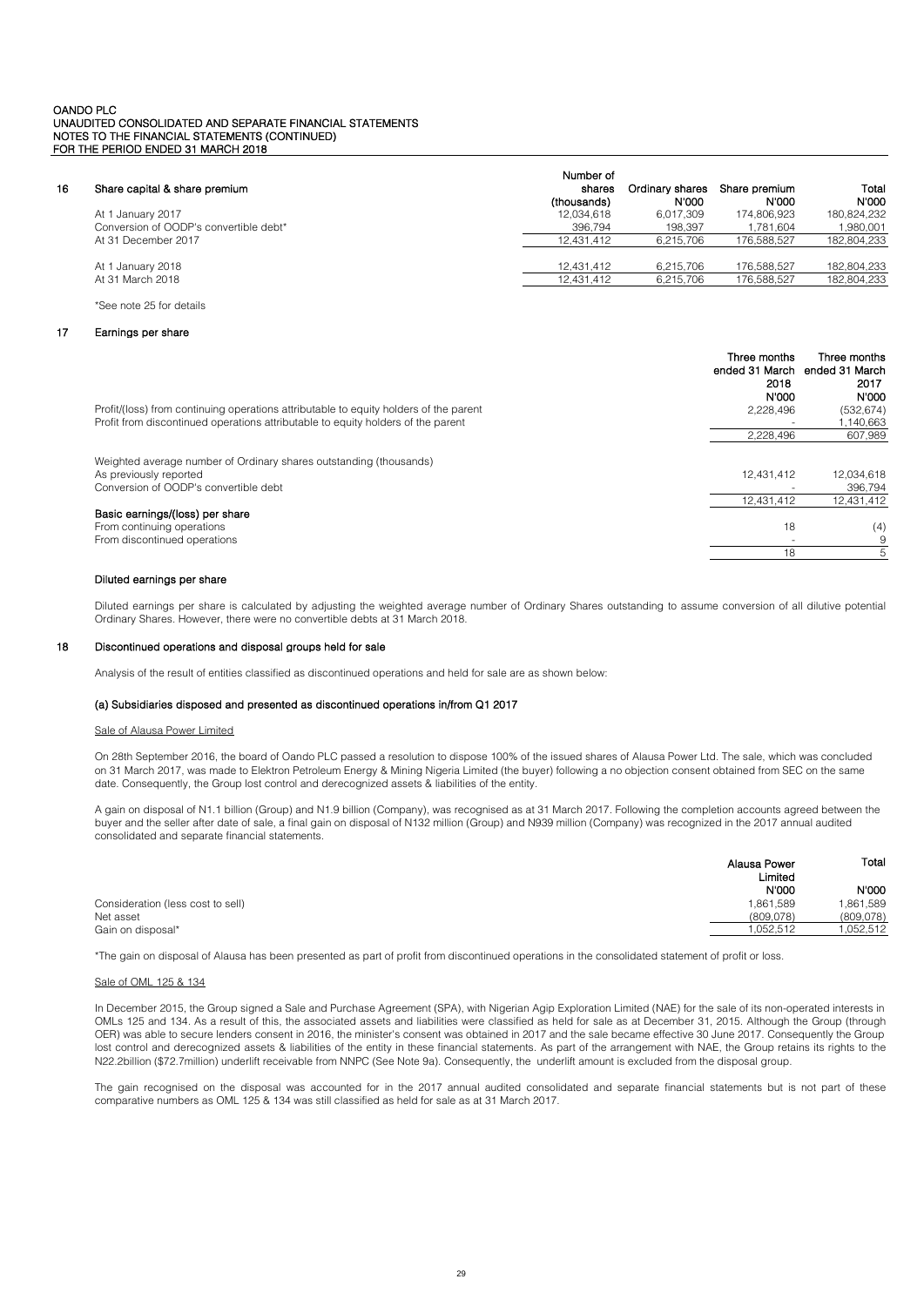## 16 Share capital & share premium

| | Number of shares (thousands) | Ordinary shares N'000 | Share premium N'000 | Total N'000 |
|---|---|---|---|---|
| At 1 January 2017 | 12,034,618 | 6,017,309 | 174,806,923 | 180,824,232 |
| Conversion of OODP's convertible debt* | 396,794 | 198,397 | 1,781,604 | 1,980,001 |
| At 31 December 2017 | 12,431,412 | 6,215,706 | 176,588,527 | 182,804,233 |
| | | | | |
| At 1 January 2018 | 12,431,412 | 6,215,706 | 176,588,527 | 182,804,233 |
| At 31 March 2018 | 12,431,412 | 6,215,706 | 176,588,527 | 182,804,233 |

*See note 25 for details

## 17 Earnings per share

| | Three months ended 31 March 2018 N'000 | Three months ended 31 March 2017 N'000 |
|---|---|---|
| Profit/(loss) from continuing operations attributable to equity holders of the parent | 2,228,496 | (532,674) |
| Profit from discontinued operations attributable to equity holders of the parent | - | 1,140,663 |
| | 2,228,496 | 607,989 |
| | | |
| Weighted average number of Ordinary shares outstanding (thousands) | | |
| As previously reported | 12,431,412 | 12,034,618 |
| Conversion of OODP's convertible debt | - | 396,794 |
| | 12,431,412 | 12,431,412 |
| **Basic earnings/(loss) per share** | | |
| From continuing operations | 18 | (4) |
| From discontinued operations | - | 9 |
| | 18 | 5 |

### Diluted earnings per share

Diluted earnings per share is calculated by adjusting the weighted average number of Ordinary Shares outstanding to assume conversion of all dilutive potential Ordinary Shares. However, there were no convertible debts at 31 March 2018.

## 18 Discontinued operations and disposal groups held for sale

Analysis of the result of entities classified as discontinued operations and held for sale are as shown below:

### (a) Subsidiaries disposed and presented as discontinued operations in/from Q1 2017

Sale of Alausa Power Limited

On 28th September 2016, the board of Oando PLC passed a resolution to dispose 100% of the issued shares of Alausa Power Ltd. The sale, which was concluded on 31 March 2017, was made to Elektron Petroleum Energy & Mining Nigeria Limited (the buyer) following a no objection consent obtained from SEC on the same date. Consequently, the Group lost control and derecognized assets & liabilities of the entity.

A gain on disposal of N1.1 billion (Group) and N1.9 billion (Company), was recognised as at 31 March 2017. Following the completion accounts agreed between the buyer and the seller after date of sale, a final gain on disposal of N132 million (Group) and N939 million (Company) was recognized in the 2017 annual audited consolidated and separate financial statements.

| | Alausa Power Limited N'000 | Total N'000 |
|---|---|---|
| Consideration (less cost to sell) | 1,861,589 | 1,861,589 |
| Net asset | (809,078) | (809,078) |
| Gain on disposal* | 1,052,512 | 1,052,512 |

*The gain on disposal of Alausa has been presented as part of profit from discontinued operations in the consolidated statement of profit or loss.

Sale of OML 125 & 134

In December 2015, the Group signed a Sale and Purchase Agreement (SPA), with Nigerian Agip Exploration Limited (NAE) for the sale of its non-operated interests in OMLs 125 and 134. As a result of this, the associated assets and liabilities were classified as held for sale as at December 31, 2015. Although the Group (through OER) was able to secure lenders consent in 2016, the minister's consent was obtained in 2017 and the sale became effective 30 June 2017. Consequently the Group lost control and derecognized assets & liabilities of the entity in these financial statements. As part of the arrangement with NAE, the Group retains its rights to the N22.2billion ($72.7million) underlift receivable from NNPC (See Note 9a). Consequently, the underlift amount is excluded from the disposal group.

The gain recognised on the disposal was accounted for in the 2017 annual audited consolidated and separate financial statements but is not part of these comparative numbers as OML 125 & 134 was still classified as held for sale as at 31 March 2017.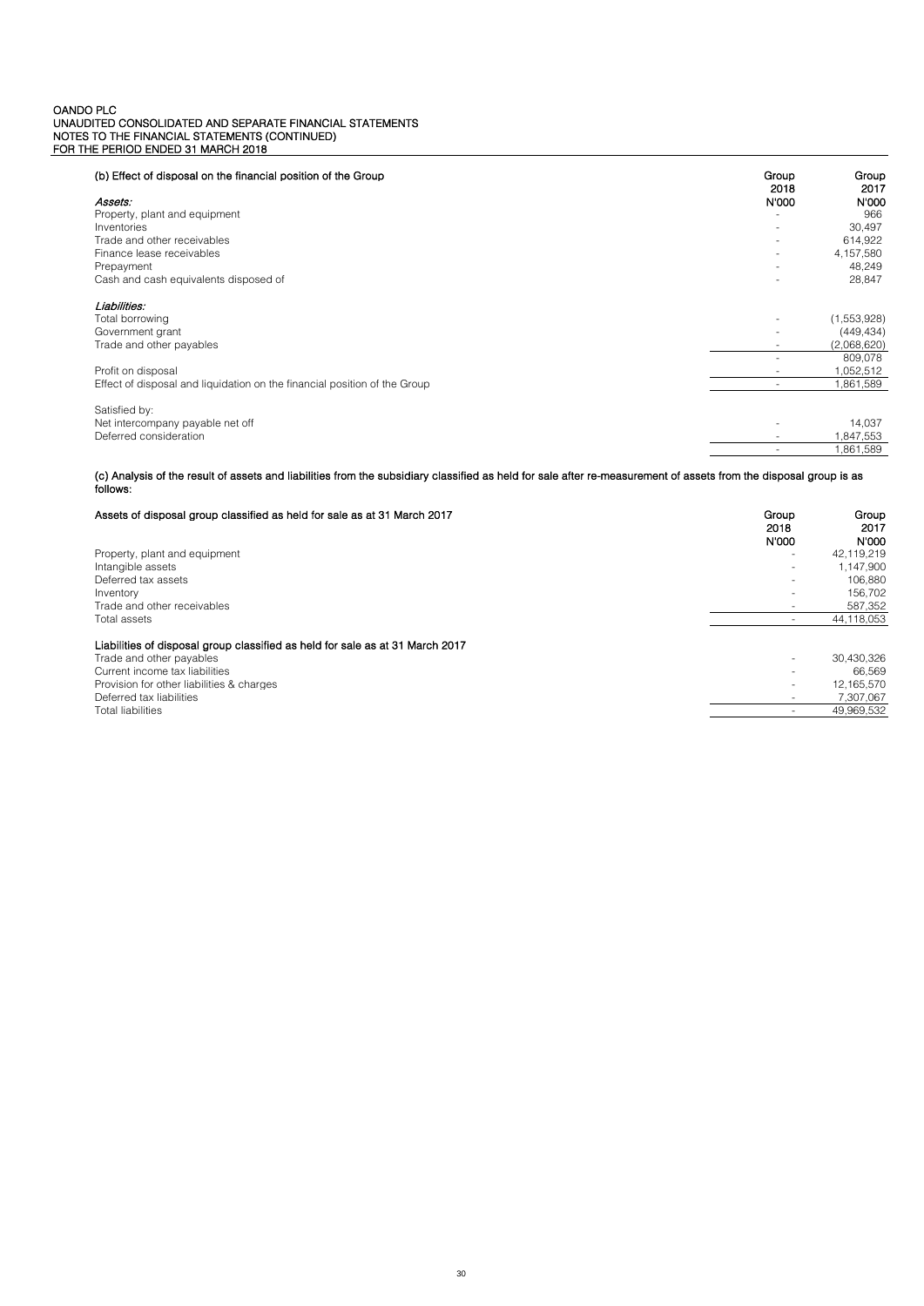OANDO PLC
UNAUDITED CONSOLIDATED AND SEPARATE FINANCIAL STATEMENTS
NOTES TO THE FINANCIAL STATEMENTS (CONTINUED)
FOR THE PERIOD ENDED 31 MARCH 2018

**(b) Effect of disposal on the financial position of the Group**

| | Group 2018 N'000 | Group 2017 N'000 |
|---|---|---|
| ***Assets:*** | | |
| Property, plant and equipment | - | 966 |
| Inventories | - | 30,497 |
| Trade and other receivables | - | 614,922 |
| Finance lease receivables | - | 4,157,580 |
| Prepayment | - | 48,249 |
| Cash and cash equivalents disposed of | - | 28,847 |
| ***Liabilities:*** | | |
| Total borrowing | - | (1,553,928) |
| Government grant | - | (449,434) |
| Trade and other payables | - | (2,068,620) |
| | - | 809,078 |
| Profit on disposal | - | 1,052,512 |
| Effect of disposal and liquidation on the financial position of the Group | - | 1,861,589 |
| Satisfied by: | | |
| Net intercompany payable net off | - | 14,037 |
| Deferred consideration | - | 1,847,553 |
| | - | 1,861,589 |

**(c) Analysis of the result of assets and liabilities from the subsidiary classified as held for sale after re-measurement of assets from the disposal group is as follows:**

| Assets of disposal group classified as held for sale as at 31 March 2017 | Group 2018 N'000 | Group 2017 N'000 |
|---|---|---|
| Property, plant and equipment | - | 42,119,219 |
| Intangible assets | - | 1,147,900 |
| Deferred tax assets | - | 106,880 |
| Inventory | - | 156,702 |
| Trade and other receivables | - | 587,352 |
| Total assets | - | 44,118,053 |
| **Liabilities of disposal group classified as held for sale as at 31 March 2017** | | |
| Trade and other payables | - | 30,430,326 |
| Current income tax liabilities | - | 66,569 |
| Provision for other liabilities & charges | - | 12,165,570 |
| Deferred tax liabilities | - | 7,307,067 |
| Total liabilities | - | 49,969,532 |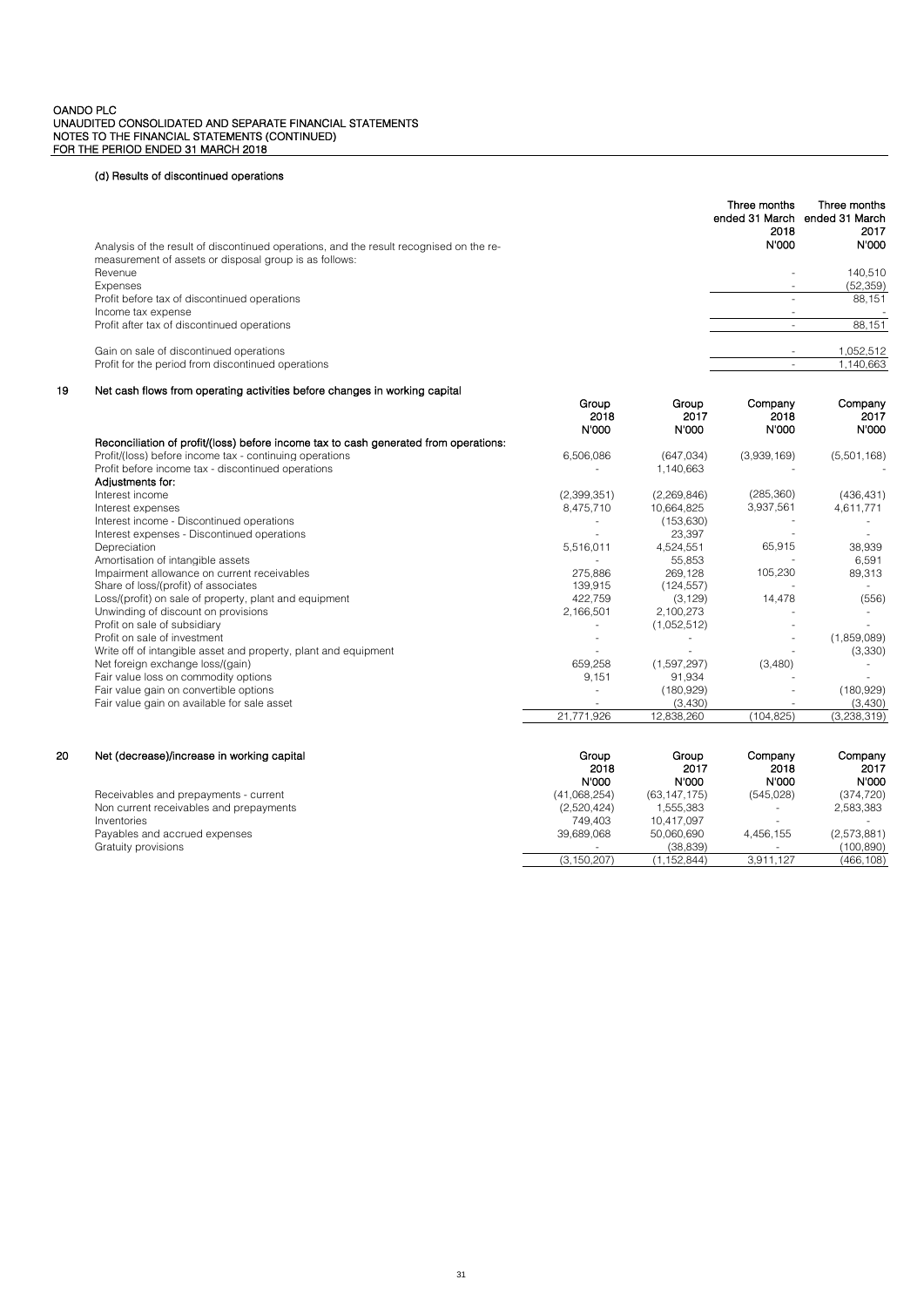OANDO PLC
UNAUDITED CONSOLIDATED AND SEPARATE FINANCIAL STATEMENTS
NOTES TO THE FINANCIAL STATEMENTS (CONTINUED)
FOR THE PERIOD ENDED 31 MARCH 2018

### (d) Results of discontinued operations

| | Three months ended 31 March 2018 N'000 | Three months ended 31 March 2017 N'000 |
|---|---|---|
| Analysis of the result of discontinued operations, and the result recognised on the re-measurement of assets or disposal group is as follows: | | |
| Revenue | - | 140,510 |
| Expenses | - | (52,359) |
| Profit before tax of discontinued operations | - | 88,151 |
| Income tax expense | - | - |
| Profit after tax of discontinued operations | - | 88,151 |
| | | |
| Gain on sale of discontinued operations | - | 1,052,512 |
| Profit for the period from discontinued operations | - | 1,140,663 |

## 19 Net cash flows from operating activities before changes in working capital

| | Group 2018 N'000 | Group 2017 N'000 | Company 2018 N'000 | Company 2017 N'000 |
|---|---|---|---|---|
| **Reconciliation of profit/(loss) before income tax to cash generated from operations:** | | | | |
| Profit/(loss) before income tax - continuing operations | 6,506,086 | (647,034) | (3,939,169) | (5,501,168) |
| Profit before income tax - discontinued operations | - | 1,140,663 | - | - |
| **Adjustments for:** | | | | |
| Interest income | (2,399,351) | (2,269,846) | (285,360) | (436,431) |
| Interest expenses | 8,475,710 | 10,664,825 | 3,937,561 | 4,611,771 |
| Interest income - Discontinued operations | - | (153,630) | - | - |
| Interest expenses - Discontinued operations | - | 23,397 | - | - |
| Depreciation | 5,516,011 | 4,524,551 | 65,915 | 38,939 |
| Amortisation of intangible assets | - | 55,853 | - | 6,591 |
| Impairment allowance on current receivables | 275,886 | 269,128 | 105,230 | 89,313 |
| Share of loss/(profit) of associates | 139,915 | (124,557) | - | - |
| Loss/(profit) on sale of property, plant and equipment | 422,759 | (3,129) | 14,478 | (556) |
| Unwinding of discount on provisions | 2,166,501 | 2,100,273 | - | - |
| Profit on sale of subsidiary | - | (1,052,512) | - | - |
| Profit on sale of investment | - | - | - | (1,859,089) |
| Write off of intangible asset and property, plant and equipment | - | - | - | (3,330) |
| Net foreign exchange loss/(gain) | 659,258 | (1,597,297) | (3,480) | - |
| Fair value loss on commodity options | 9,151 | 91,934 | - | - |
| Fair value gain on convertible options | - | (180,929) | - | (180,929) |
| Fair value gain on available for sale asset | - | (3,430) | - | (3,430) |
| | 21,771,926 | 12,838,260 | (104,825) | (3,238,319) |

## 20 Net (decrease)/increase in working capital

| | Group 2018 N'000 | Group 2017 N'000 | Company 2018 N'000 | Company 2017 N'000 |
|---|---|---|---|---|
| Receivables and prepayments - current | (41,068,254) | (63,147,175) | (545,028) | (374,720) |
| Non current receivables and prepayments | (2,520,424) | 1,555,383 | - | 2,583,383 |
| Inventories | 749,403 | 10,417,097 | - | - |
| Payables and accrued expenses | 39,689,068 | 50,060,690 | 4,456,155 | (2,573,881) |
| Gratuity provisions | - | (38,839) | - | (100,890) |
| | (3,150,207) | (1,152,844) | 3,911,127 | (466,108) |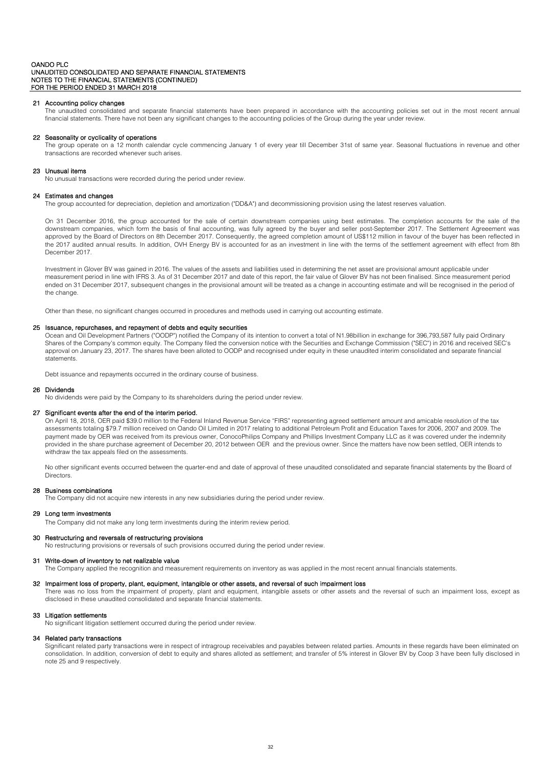OANDO PLC
UNAUDITED CONSOLIDATED AND SEPARATE FINANCIAL STATEMENTS
NOTES TO THE FINANCIAL STATEMENTS (CONTINUED)
FOR THE PERIOD ENDED 31 MARCH 2018

## 21 Accounting policy changes

The unaudited consolidated and separate financial statements have been prepared in accordance with the accounting policies set out in the most recent annual financial statements. There have not been any significant changes to the accounting policies of the Group during the year under review.

## 22 Seasonality or cyclicality of operations

The group operate on a 12 month calendar cycle commencing January 1 of every year till December 31st of same year. Seasonal fluctuations in revenue and other transactions are recorded whenever such arises.

## 23 Unusual items

No unusual transactions were recorded during the period under review.

## 24 Estimates and changes

The group accounted for depreciation, depletion and amortization ("DD&A") and decommissioning provision using the latest reserves valuation.

On 31 December 2016, the group accounted for the sale of certain downstream companies using best estimates. The completion accounts for the sale of the downstream companies, which form the basis of final accounting, was fully agreed by the buyer and seller post-September 2017. The Settlement Agreeement was approved by the Board of Directors on 8th December 2017. Consequently, the agreed completion amount of US$112 million in favour of the buyer has been reflected in the 2017 audited annual results. In addition, OVH Energy BV is accounted for as an investment in line with the terms of the settlement agreement with effect from 8th December 2017.

Investment in Glover BV was gained in 2016. The values of the assets and liabilities used in determining the net asset are provisional amount applicable under measurement period in line with IFRS 3. As of 31 December 2017 and date of this report, the fair value of Glover BV has not been finalised. Since measurement period ended on 31 December 2017, subsequent changes in the provisional amount will be treated as a change in accounting estimate and will be recognised in the period of the change.

Other than these, no significant changes occurred in procedures and methods used in carrying out accounting estimate.

## 25 Issuance, repurchases, and repayment of debts and equity securities

Ocean and Oil Development Partners ("OODP") notified the Company of its intention to convert a total of N1.98billion in exchange for 396,793,587 fully paid Ordinary Shares of the Company's common equity. The Company filed the conversion notice with the Securities and Exchange Commission ("SEC") in 2016 and received SEC's approval on January 23, 2017. The shares have been alloted to OODP and recognised under equity in these unaudited interim consolidated and separate financial statements.

Debt issuance and repayments occurred in the ordinary course of business.

## 26 Dividends

No dividends were paid by the Company to its shareholders during the period under review.

## 27 Significant events after the end of the interim period.

On April 18, 2018, OER paid $39.0 million to the Federal Inland Revenue Service "FIRS" representing agreed settlement amount and amicable resolution of the tax assessments totaling $79.7 million received on Oando Oil Limited in 2017 relating to additional Petroleum Profit and Education Taxes for 2006, 2007 and 2009. The payment made by OER was received from its previous owner, ConocoPhilips Company and Phillips Investment Company LLC as it was covered under the indemnity provided in the share purchase agreement of December 20, 2012 between OER and the previous owner. Since the matters have now been settled, OER intends to withdraw the tax appeals filed on the assessments.

No other significant events occurred between the quarter-end and date of approval of these unaudited consolidated and separate financial statements by the Board of Directors.

## 28 Business combinations

The Company did not acquire new interests in any new subsidiaries during the period under review.

## 29 Long term investments

The Company did not make any long term investments during the interim review period.

## 30 Restructuring and reversals of restructuring provisions

No restructuring provisions or reversals of such provisions occurred during the period under review.

## 31 Write-down of inventory to net realizable value

The Company applied the recognition and measurement requirements on inventory as was applied in the most recent annual financials statements.

## 32 Impairment loss of property, plant, equipment, intangible or other assets, and reversal of such impairment loss

There was no loss from the impairment of property, plant and equipment, intangible assets or other assets and the reversal of such an impairment loss, except as disclosed in these unaudited consolidated and separate financial statements.

## 33 Litigation settlements

No significant litigation settlement occurred during the period under review.

## 34 Related party transactions

Significant related party transactions were in respect of intragroup receivables and payables between related parties. Amounts in these regards have been eliminated on consolidation. In addition, conversion of debt to equity and shares alloted as settlement; and transfer of 5% interest in Glover BV by Coop 3 have been fully disclosed in note 25 and 9 respectively.